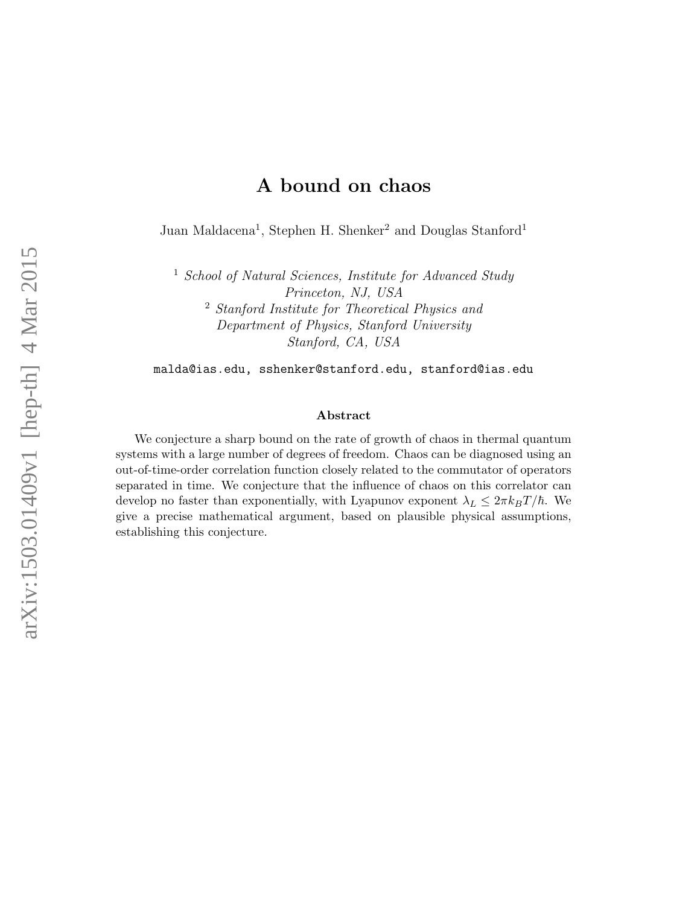# A bound on chaos

Juan Maldacena[1], Stephen H. Shenker[2] and Douglas Stanford[1]

[1] *School of Natural Sciences, Institute for Advanced Study Princeton, NJ, USA*

[2] *Stanford Institute for Theoretical Physics and Department of Physics, Stanford University Stanford, CA, USA*

`malda@ias.edu, sshenker@stanford.edu, stanford@ias.edu`

## Abstract

We conjecture a sharp bound on the rate of growth of chaos in thermal quantum systems with a large number of degrees of freedom. Chaos can be diagnosed using an out-of-time-order correlation function closely related to the commutator of operators separated in time. We conjecture that the influence of chaos on this correlator can develop no faster than exponentially, with Lyapunov exponent $\lambda_L \leq 2\pi k_B T/\hbar$. We give a precise mathematical argument, based on plausible physical assumptions, establishing this conjecture.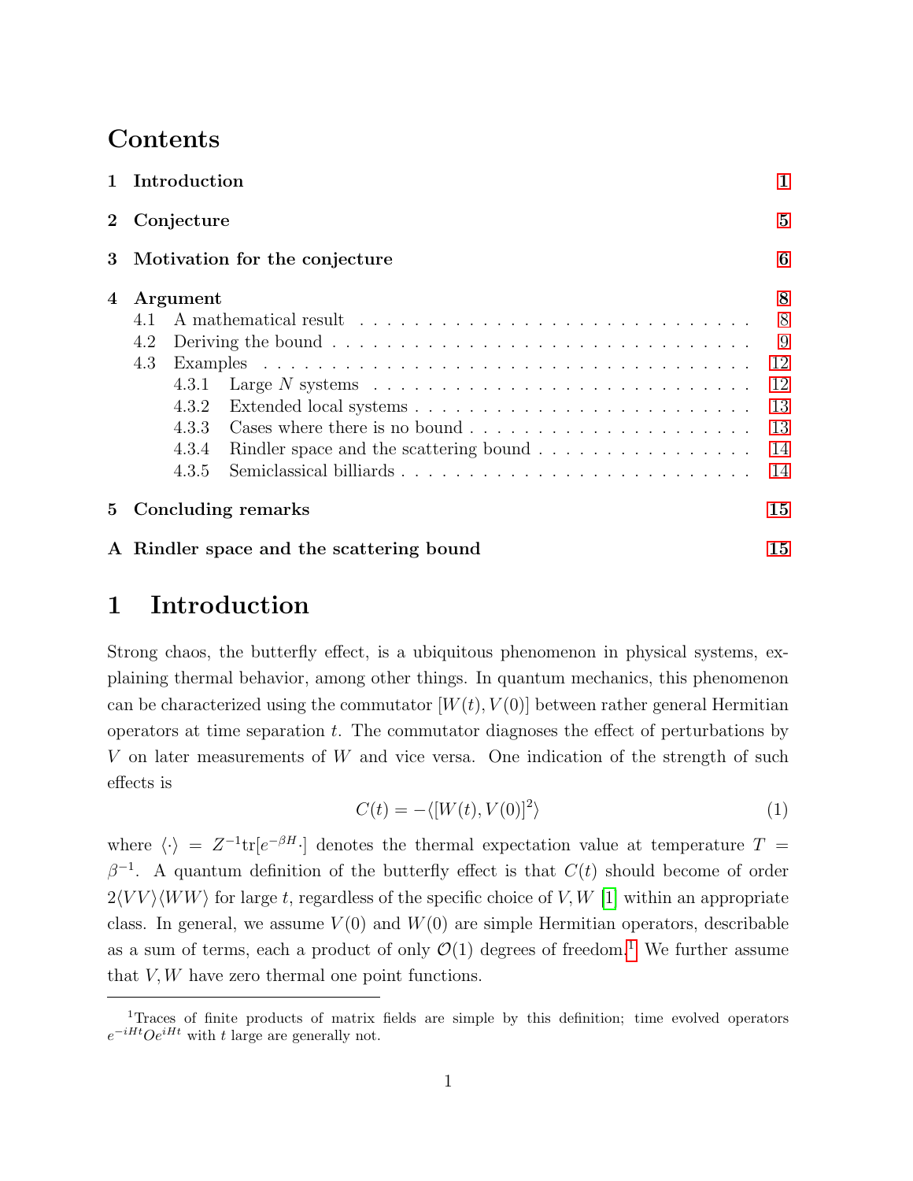# Contents

1 Introduction 1

2 Conjecture 5

3 Motivation for the conjecture 6

4 Argument 8
- 4.1 A mathematical result 8
- 4.2 Deriving the bound 9
- 4.3 Examples 12
  - 4.3.1 Large $N$ systems 12
  - 4.3.2 Extended local systems 13
  - 4.3.3 Cases where there is no bound 13
  - 4.3.4 Rindler space and the scattering bound 14
  - 4.3.5 Semiclassical billiards 14

5 Concluding remarks 15

A Rindler space and the scattering bound 15

# 1 Introduction

Strong chaos, the butterfly effect, is a ubiquitous phenomenon in physical systems, explaining thermal behavior, among other things. In quantum mechanics, this phenomenon can be characterized using the commutator $[W(t), V(0)]$ between rather general Hermitian operators at time separation $t$. The commutator diagnoses the effect of perturbations by $V$ on later measurements of $W$ and vice versa. One indication of the strength of such effects is

$$C(t) = -\langle [W(t), V(0)]^2 \rangle \tag{1}$$

where $\langle \cdot \rangle = Z^{-1}\mathrm{tr}[e^{-\beta H} \cdot]$ denotes the thermal expectation value at temperature $T = \beta^{-1}$. A quantum definition of the butterfly effect is that $C(t)$ should become of order $2\langle VV \rangle \langle WW \rangle$ for large $t$, regardless of the specific choice of $V, W$ [1] within an appropriate class. In general, we assume $V(0)$ and $W(0)$ are simple Hermitian operators, describable as a sum of terms, each a product of only $\mathcal{O}(1)$ degrees of freedom.[1] We further assume that $V, W$ have zero thermal one point functions.

[1] Traces of finite products of matrix fields are simple by this definition; time evolved operators $e^{-iHt}Oe^{iHt}$ with $t$ large are generally not.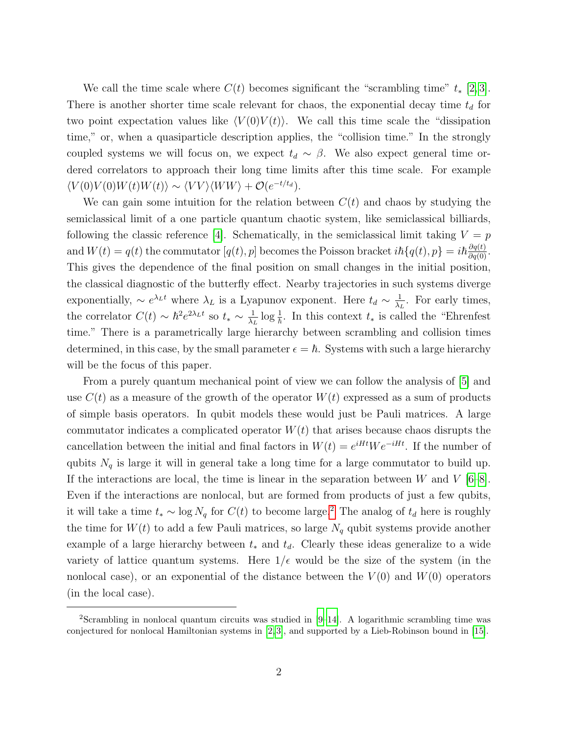We call the time scale where $C(t)$ becomes significant the "scrambling time" $t_*$ [2,3]. There is another shorter time scale relevant for chaos, the exponential decay time $t_d$ for two point expectation values like $\langle V(0)V(t)\rangle$. We call this time scale the "dissipation time," or, when a quasiparticle description applies, the "collision time." In the strongly coupled systems we will focus on, we expect $t_d \sim \beta$. We also expect general time ordered correlators to approach their long time limits after this time scale. For example $\langle V(0)V(0)W(t)W(t)\rangle \sim \langle VV\rangle\langle WW\rangle + \mathcal{O}(e^{-t/t_d})$.

We can gain some intuition for the relation between $C(t)$ and chaos by studying the semiclassical limit of a one particle quantum chaotic system, like semiclassical billiards, following the classic reference [4]. Schematically, in the semiclassical limit taking $V = p$ and $W(t) = q(t)$ the commutator $[q(t), p]$ becomes the Poisson bracket $i\hbar\{q(t), p\} = i\hbar\frac{\partial q(t)}{\partial q(0)}$. This gives the dependence of the final position on small changes in the initial position, the classical diagnostic of the butterfly effect. Nearby trajectories in such systems diverge exponentially, $\sim e^{\lambda_L t}$ where $\lambda_L$ is a Lyapunov exponent. Here $t_d \sim \frac{1}{\lambda_L}$. For early times, the correlator $C(t) \sim \hbar^2 e^{2\lambda_L t}$ so $t_* \sim \frac{1}{\lambda_L}\log\frac{1}{\hbar}$. In this context $t_*$ is called the "Ehrenfest time." There is a parametrically large hierarchy between scrambling and collision times determined, in this case, by the small parameter $\epsilon = \hbar$. Systems with such a large hierarchy will be the focus of this paper.

From a purely quantum mechanical point of view we can follow the analysis of [5] and use $C(t)$ as a measure of the growth of the operator $W(t)$ expressed as a sum of products of simple basis operators. In qubit models these would just be Pauli matrices. A large commutator indicates a complicated operator $W(t)$ that arises because chaos disrupts the cancellation between the initial and final factors in $W(t) = e^{iHt}We^{-iHt}$. If the number of qubits $N_q$ is large it will in general take a long time for a large commutator to build up. If the interactions are local, the time is linear in the separation between $W$ and $V$ [6–8]. Even if the interactions are nonlocal, but are formed from products of just a few qubits, it will take a time $t_* \sim \log N_q$ for $C(t)$ to become large.[2] The analog of $t_d$ here is roughly the time for $W(t)$ to add a few Pauli matrices, so large $N_q$ qubit systems provide another example of a large hierarchy between $t_*$ and $t_d$. Clearly these ideas generalize to a wide variety of lattice quantum systems. Here $1/\epsilon$ would be the size of the system (in the nonlocal case), or an exponential of the distance between the $V(0)$ and $W(0)$ operators (in the local case).

[2]Scrambling in nonlocal quantum circuits was studied in [9–14]. A logarithmic scrambling time was conjectured for nonlocal Hamiltonian systems in [2,3], and supported by a Lieb-Robinson bound in [15].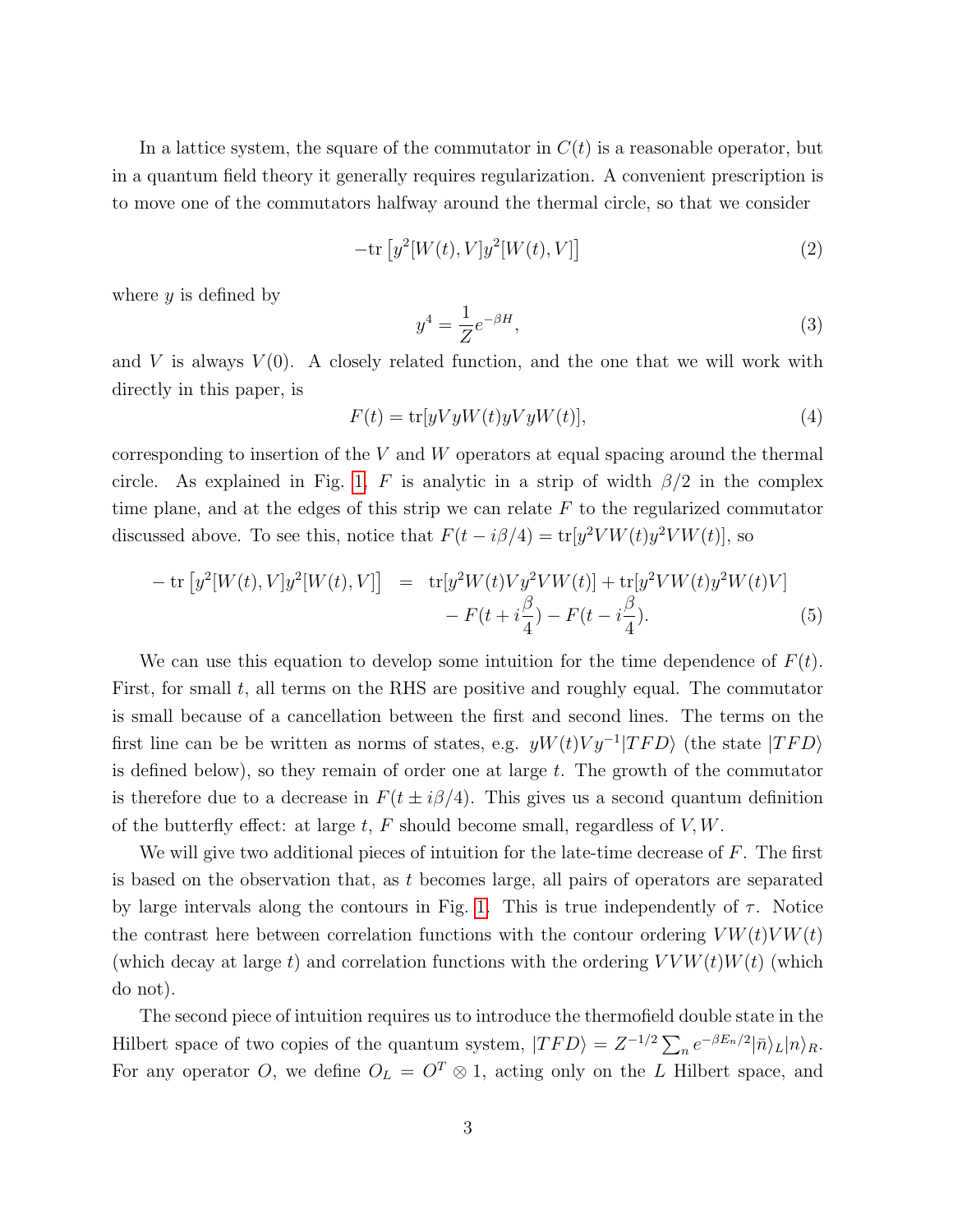In a lattice system, the square of the commutator in $C(t)$ is a reasonable operator, but in a quantum field theory it generally requires regularization. A convenient prescription is to move one of the commutators halfway around the thermal circle, so that we consider

$$-\text{tr}\left[y^2[W(t),V]y^2[W(t),V]\right] \tag{2}$$

where $y$ is defined by

$$y^4 = \frac{1}{Z}e^{-\beta H}, \tag{3}$$

and $V$ is always $V(0)$. A closely related function, and the one that we will work with directly in this paper, is

$$F(t) = \text{tr}[yVyW(t)yVyW(t)], \tag{4}$$

corresponding to insertion of the $V$ and $W$ operators at equal spacing around the thermal circle. As explained in Fig. 1, $F$ is analytic in a strip of width $\beta/2$ in the complex time plane, and at the edges of this strip we can relate $F$ to the regularized commutator discussed above. To see this, notice that $F(t - i\beta/4) = \text{tr}[y^2VW(t)y^2VW(t)]$, so

$$\begin{aligned} -\,\text{tr}\left[y^2[W(t),V]y^2[W(t),V]\right] \;&=\; \text{tr}[y^2W(t)Vy^2VW(t)] + \text{tr}[y^2VW(t)y^2W(t)V] \\ &\quad - F(t+i\frac{\beta}{4}) - F(t-i\frac{\beta}{4}). \end{aligned} \tag{5}$$

We can use this equation to develop some intuition for the time dependence of $F(t)$. First, for small $t$, all terms on the RHS are positive and roughly equal. The commutator is small because of a cancellation between the first and second lines. The terms on the first line can be be written as norms of states, e.g. $yW(t)Vy^{-1}|TFD\rangle$ (the state $|TFD\rangle$ is defined below), so they remain of order one at large $t$. The growth of the commutator is therefore due to a decrease in $F(t \pm i\beta/4)$. This gives us a second quantum definition of the butterfly effect: at large $t$, $F$ should become small, regardless of $V, W$.

We will give two additional pieces of intuition for the late-time decrease of $F$. The first is based on the observation that, as $t$ becomes large, all pairs of operators are separated by large intervals along the contours in Fig. 1. This is true independently of $\tau$. Notice the contrast here between correlation functions with the contour ordering $VW(t)VW(t)$ (which decay at large $t$) and correlation functions with the ordering $VVW(t)W(t)$ (which do not).

The second piece of intuition requires us to introduce the thermofield double state in the Hilbert space of two copies of the quantum system, $|TFD\rangle = Z^{-1/2}\sum_n e^{-\beta E_n/2}|\bar{n}\rangle_L|n\rangle_R$. For any operator $O$, we define $O_L = O^T \otimes 1$, acting only on the $L$ Hilbert space, and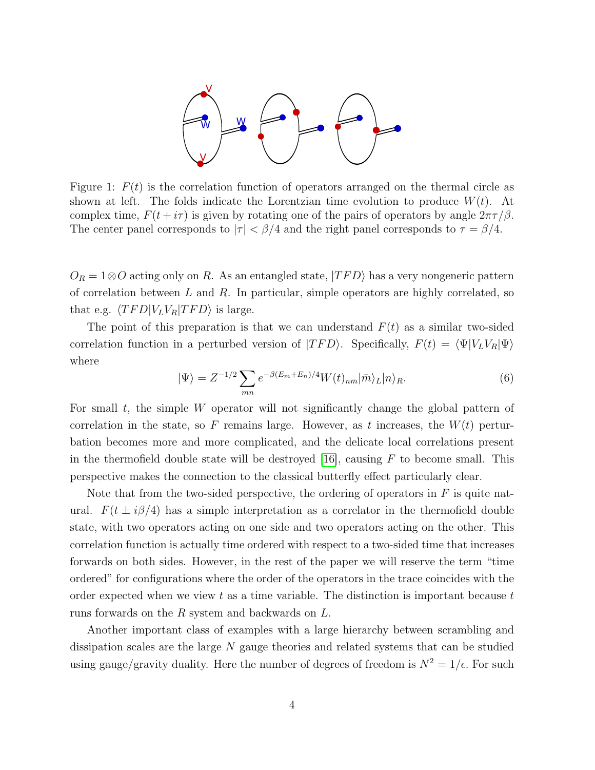Figure 1: $F(t)$ is the correlation function of operators arranged on the thermal circle as shown at left. The folds indicate the Lorentzian time evolution to produce $W(t)$. At complex time, $F(t+i\tau)$ is given by rotating one of the pairs of operators by angle $2\pi\tau/\beta$. The center panel corresponds to $|\tau| < \beta/4$ and the right panel corresponds to $\tau = \beta/4$.

$O_R = 1 \otimes O$ acting only on $R$. As an entangled state, $|TFD\rangle$ has a very nongeneric pattern of correlation between $L$ and $R$. In particular, simple operators are highly correlated, so that e.g. $\langle TFD|V_L V_R|TFD\rangle$ is large.

The point of this preparation is that we can understand $F(t)$ as a similar two-sided correlation function in a perturbed version of $|TFD\rangle$. Specifically, $F(t) = \langle \Psi|V_L V_R|\Psi\rangle$ where

$$|\Psi\rangle = Z^{-1/2} \sum_{mn} e^{-\beta(E_m+E_n)/4} W(t)_{n\bar{m}} |\bar{m}\rangle_L |n\rangle_R. \tag{6}$$

For small $t$, the simple $W$ operator will not significantly change the global pattern of correlation in the state, so $F$ remains large. However, as $t$ increases, the $W(t)$ perturbation becomes more and more complicated, and the delicate local correlations present in the thermofield double state will be destroyed [16], causing $F$ to become small. This perspective makes the connection to the classical butterfly effect particularly clear.

Note that from the two-sided perspective, the ordering of operators in $F$ is quite natural. $F(t \pm i\beta/4)$ has a simple interpretation as a correlator in the thermofield double state, with two operators acting on one side and two operators acting on the other. This correlation function is actually time ordered with respect to a two-sided time that increases forwards on both sides. However, in the rest of the paper we will reserve the term "time ordered" for configurations where the order of the operators in the trace coincides with the order expected when we view $t$ as a time variable. The distinction is important because $t$ runs forwards on the $R$ system and backwards on $L$.

Another important class of examples with a large hierarchy between scrambling and dissipation scales are the large $N$ gauge theories and related systems that can be studied using gauge/gravity duality. Here the number of degrees of freedom is $N^2 = 1/\epsilon$. For such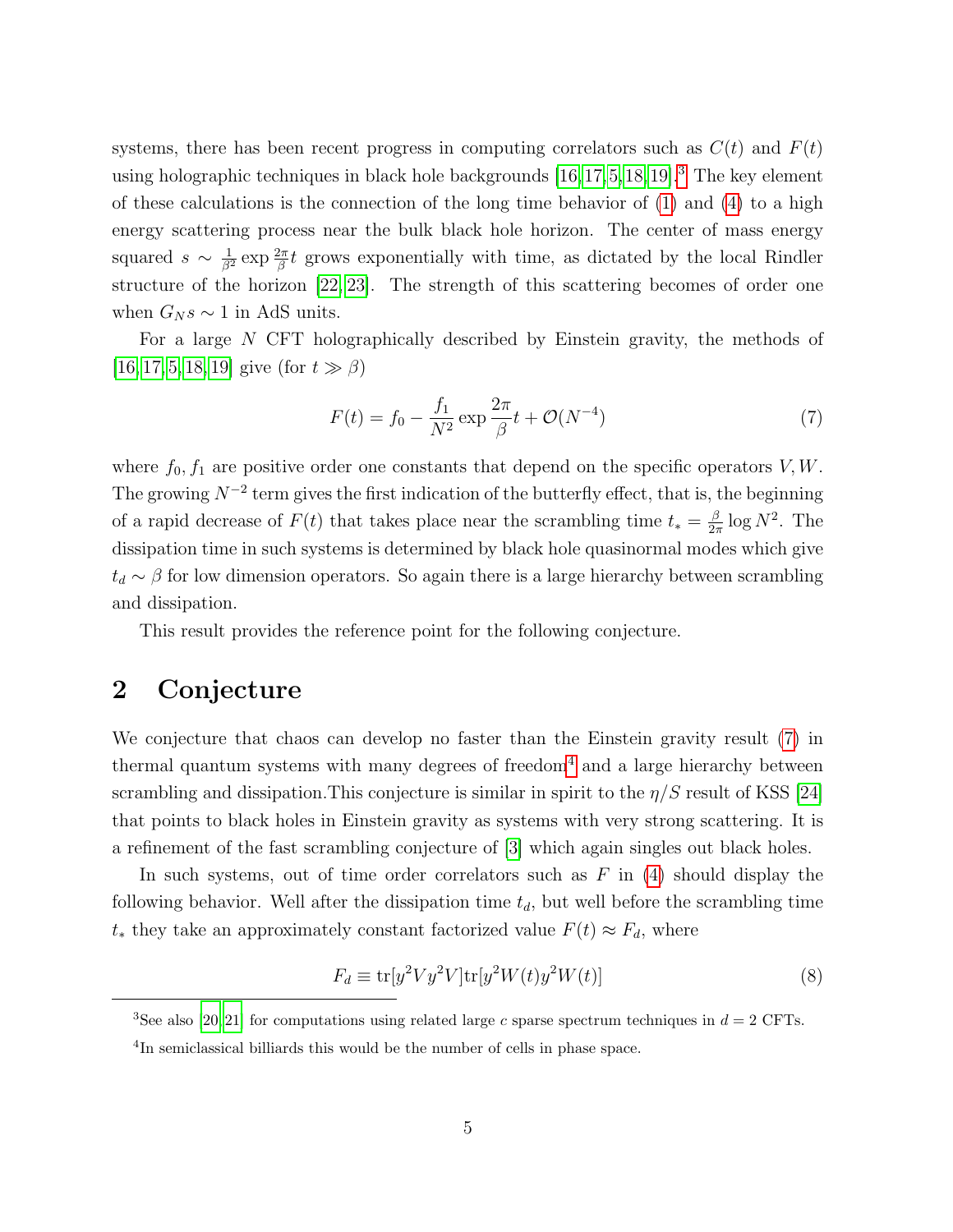systems, there has been recent progress in computing correlators such as $C(t)$ and $F(t)$ using holographic techniques in black hole backgrounds [16,17,5,18,19].[3] The key element of these calculations is the connection of the long time behavior of (1) and (4) to a high energy scattering process near the bulk black hole horizon. The center of mass energy squared $s \sim \frac{1}{\beta^2} \exp \frac{2\pi}{\beta} t$ grows exponentially with time, as dictated by the local Rindler structure of the horizon [22,23]. The strength of this scattering becomes of order one when $G_N s \sim 1$ in AdS units.

For a large $N$ CFT holographically described by Einstein gravity, the methods of [16,17,5,18,19] give (for $t \gg \beta$)

$$F(t) = f_0 - \frac{f_1}{N^2} \exp \frac{2\pi}{\beta} t + \mathcal{O}(N^{-4}) \tag{7}$$

where $f_0, f_1$ are positive order one constants that depend on the specific operators $V, W$. The growing $N^{-2}$ term gives the first indication of the butterfly effect, that is, the beginning of a rapid decrease of $F(t)$ that takes place near the scrambling time $t_* = \frac{\beta}{2\pi} \log N^2$. The dissipation time in such systems is determined by black hole quasinormal modes which give $t_d \sim \beta$ for low dimension operators. So again there is a large hierarchy between scrambling and dissipation.

This result provides the reference point for the following conjecture.

## 2 Conjecture

We conjecture that chaos can develop no faster than the Einstein gravity result (7) in thermal quantum systems with many degrees of freedom[4] and a large hierarchy between scrambling and dissipation.This conjecture is similar in spirit to the $\eta/S$ result of KSS [24] that points to black holes in Einstein gravity as systems with very strong scattering. It is a refinement of the fast scrambling conjecture of [3] which again singles out black holes.

In such systems, out of time order correlators such as $F$ in (4) should display the following behavior. Well after the dissipation time $t_d$, but well before the scrambling time $t_*$ they take an approximately constant factorized value $F(t) \approx F_d$, where

$$F_d \equiv \mathrm{tr}[y^2 V y^2 V] \mathrm{tr}[y^2 W(t) y^2 W(t)] \tag{8}$$

[3] See also [20,21] for computations using related large $c$ sparse spectrum techniques in $d = 2$ CFTs.

[4] In semiclassical billiards this would be the number of cells in phase space.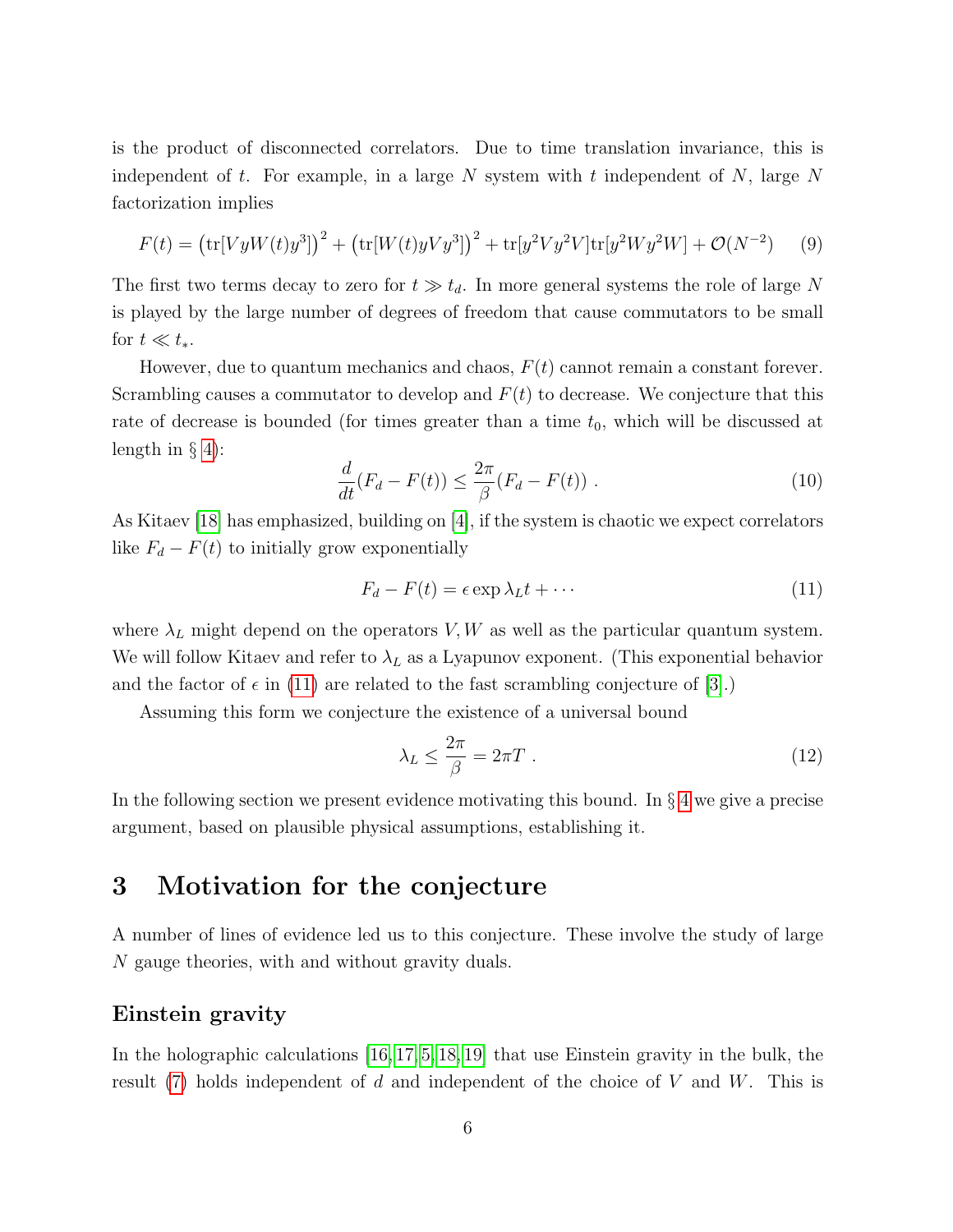is the product of disconnected correlators. Due to time translation invariance, this is independent of $t$. For example, in a large $N$ system with $t$ independent of $N$, large $N$ factorization implies

$$F(t) = \left(\mathrm{tr}[VyW(t)y^3]\right)^2 + \left(\mathrm{tr}[W(t)yVy^3]\right)^2 + \mathrm{tr}[y^2Vy^2V]\mathrm{tr}[y^2Wy^2W] + \mathcal{O}(N^{-2}) \tag{9}$$

The first two terms decay to zero for $t \gg t_d$. In more general systems the role of large $N$ is played by the large number of degrees of freedom that cause commutators to be small for $t \ll t_*$.

However, due to quantum mechanics and chaos, $F(t)$ cannot remain a constant forever. Scrambling causes a commutator to develop and $F(t)$ to decrease. We conjecture that this rate of decrease is bounded (for times greater than a time $t_0$, which will be discussed at length in § 4):

$$\frac{d}{dt}(F_d - F(t)) \leq \frac{2\pi}{\beta}(F_d - F(t)) \ . \tag{10}$$

As Kitaev [18] has emphasized, building on [4], if the system is chaotic we expect correlators like $F_d - F(t)$ to initially grow exponentially

$$F_d - F(t) = \epsilon \exp \lambda_L t + \cdots \tag{11}$$

where $\lambda_L$ might depend on the operators $V, W$ as well as the particular quantum system. We will follow Kitaev and refer to $\lambda_L$ as a Lyapunov exponent. (This exponential behavior and the factor of $\epsilon$ in (11) are related to the fast scrambling conjecture of [3].)

Assuming this form we conjecture the existence of a universal bound

$$\lambda_L \leq \frac{2\pi}{\beta} = 2\pi T \ . \tag{12}$$

In the following section we present evidence motivating this bound. In § 4 we give a precise argument, based on plausible physical assumptions, establishing it.

# 3 Motivation for the conjecture

A number of lines of evidence led us to this conjecture. These involve the study of large $N$ gauge theories, with and without gravity duals.

## Einstein gravity

In the holographic calculations [16, 17, 5, 18, 19] that use Einstein gravity in the bulk, the result (7) holds independent of $d$ and independent of the choice of $V$ and $W$. This is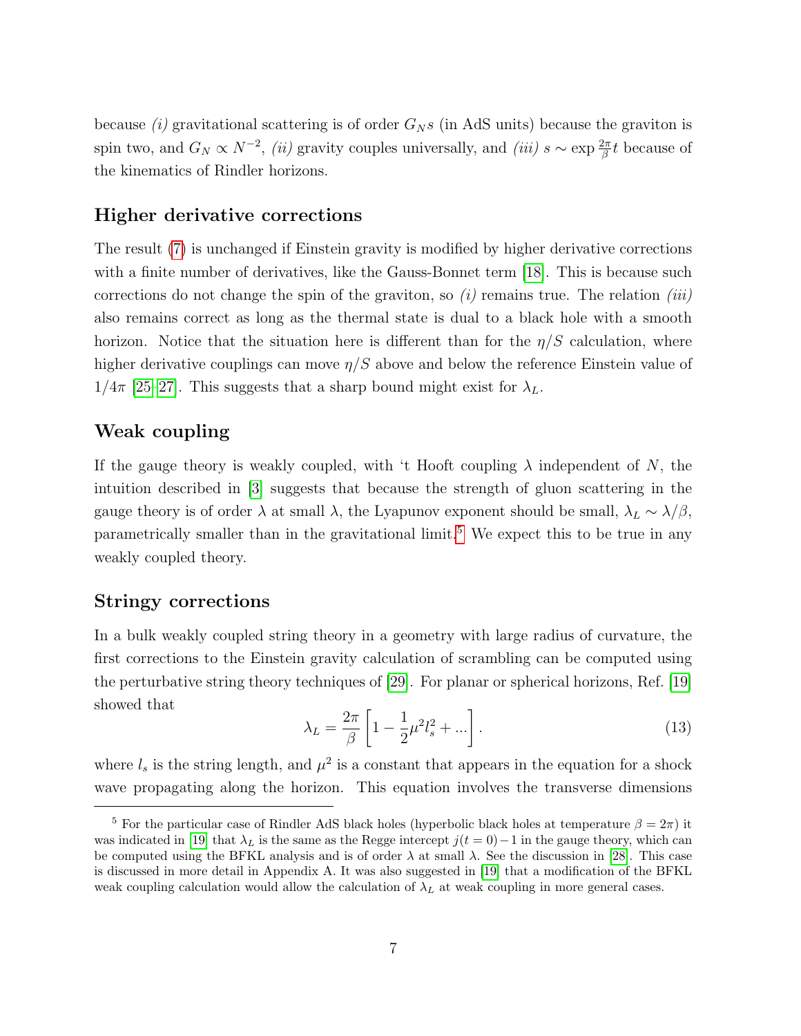because *(i)* gravitational scattering is of order $G_N s$ (in AdS units) because the graviton is spin two, and $G_N \propto N^{-2}$, *(ii)* gravity couples universally, and *(iii)* $s \sim \exp \frac{2\pi}{\beta} t$ because of the kinematics of Rindler horizons.

## Higher derivative corrections

The result (7) is unchanged if Einstein gravity is modified by higher derivative corrections with a finite number of derivatives, like the Gauss-Bonnet term [18]. This is because such corrections do not change the spin of the graviton, so *(i)* remains true. The relation *(iii)* also remains correct as long as the thermal state is dual to a black hole with a smooth horizon. Notice that the situation here is different than for the $\eta/S$ calculation, where higher derivative couplings can move $\eta/S$ above and below the reference Einstein value of $1/4\pi$ [25–27]. This suggests that a sharp bound might exist for $\lambda_L$.

## Weak coupling

If the gauge theory is weakly coupled, with 't Hooft coupling $\lambda$ independent of $N$, the intuition described in [3] suggests that because the strength of gluon scattering in the gauge theory is of order $\lambda$ at small $\lambda$, the Lyapunov exponent should be small, $\lambda_L \sim \lambda/\beta$, parametrically smaller than in the gravitational limit.[5] We expect this to be true in any weakly coupled theory.

## Stringy corrections

In a bulk weakly coupled string theory in a geometry with large radius of curvature, the first corrections to the Einstein gravity calculation of scrambling can be computed using the perturbative string theory techniques of [29]. For planar or spherical horizons, Ref. [19] showed that

$$\lambda_L = \frac{2\pi}{\beta}\left[1 - \frac{1}{2}\mu^2 l_s^2 + ...\right]. \tag{13}$$

where $l_s$ is the string length, and $\mu^2$ is a constant that appears in the equation for a shock wave propagating along the horizon. This equation involves the transverse dimensions

[5] For the particular case of Rindler AdS black holes (hyperbolic black holes at temperature $\beta = 2\pi$) it was indicated in [19] that $\lambda_L$ is the same as the Regge intercept $j(t=0)-1$ in the gauge theory, which can be computed using the BFKL analysis and is of order $\lambda$ at small $\lambda$. See the discussion in [28]. This case is discussed in more detail in Appendix A. It was also suggested in [19] that a modification of the BFKL weak coupling calculation would allow the calculation of $\lambda_L$ at weak coupling in more general cases.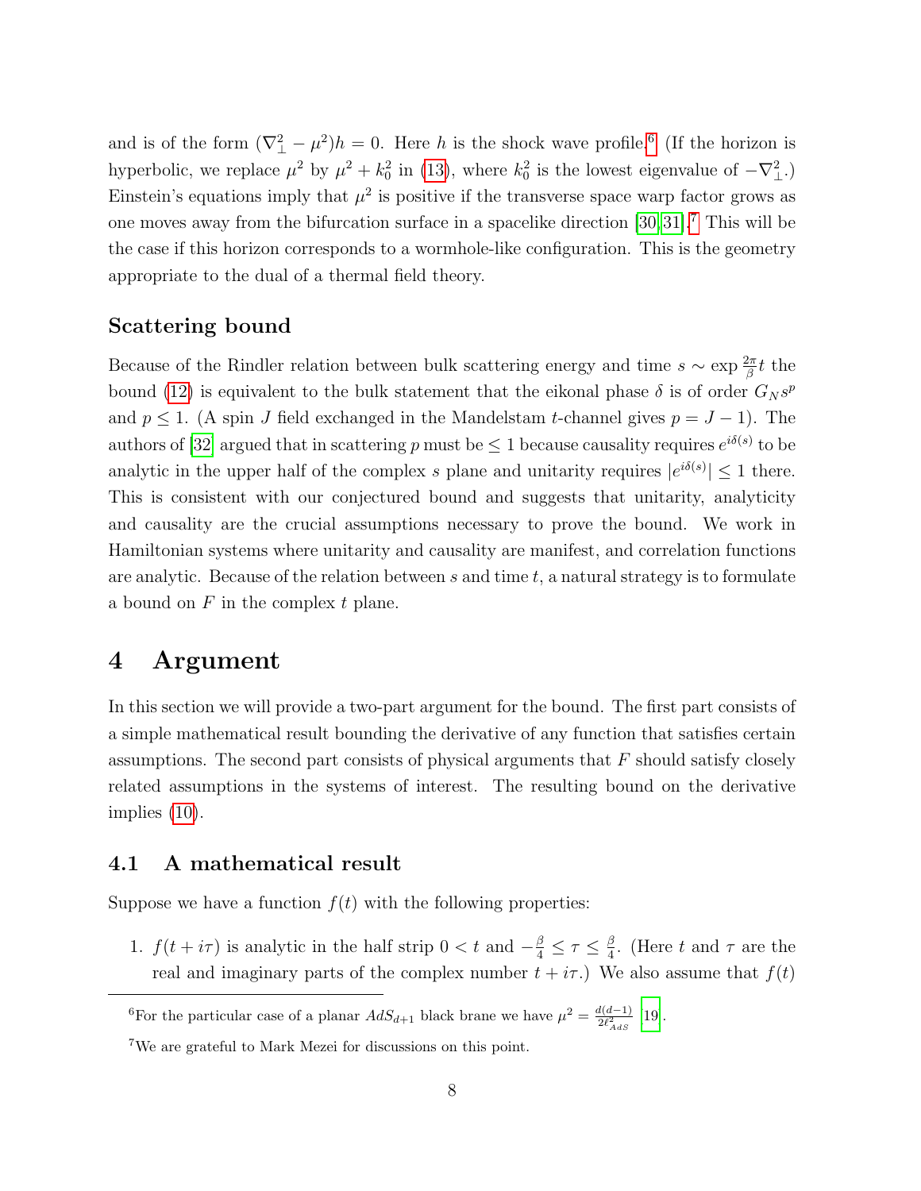and is of the form $(\nabla_\perp^2 - \mu^2)h = 0$. Here $h$ is the shock wave profile.[6] (If the horizon is hyperbolic, we replace $\mu^2$ by $\mu^2 + k_0^2$ in (13), where $k_0^2$ is the lowest eigenvalue of $-\nabla_\perp^2$.) Einstein's equations imply that $\mu^2$ is positive if the transverse space warp factor grows as one moves away from the bifurcation surface in a spacelike direction [30,31].[7] This will be the case if this horizon corresponds to a wormhole-like configuration. This is the geometry appropriate to the dual of a thermal field theory.

### Scattering bound

Because of the Rindler relation between bulk scattering energy and time $s \sim \exp \frac{2\pi}{\beta} t$ the bound (12) is equivalent to the bulk statement that the eikonal phase $\delta$ is of order $G_N s^p$ and $p \leq 1$. (A spin $J$ field exchanged in the Mandelstam $t$-channel gives $p = J - 1$). The authors of [32] argued that in scattering $p$ must be $\leq 1$ because causality requires $e^{i\delta(s)}$ to be analytic in the upper half of the complex $s$ plane and unitarity requires $|e^{i\delta(s)}| \leq 1$ there. This is consistent with our conjectured bound and suggests that unitarity, analyticity and causality are the crucial assumptions necessary to prove the bound. We work in Hamiltonian systems where unitarity and causality are manifest, and correlation functions are analytic. Because of the relation between $s$ and time $t$, a natural strategy is to formulate a bound on $F$ in the complex $t$ plane.

# 4 Argument

In this section we will provide a two-part argument for the bound. The first part consists of a simple mathematical result bounding the derivative of any function that satisfies certain assumptions. The second part consists of physical arguments that $F$ should satisfy closely related assumptions in the systems of interest. The resulting bound on the derivative implies (10).

## 4.1 A mathematical result

Suppose we have a function $f(t)$ with the following properties:

1. $f(t + i\tau)$ is analytic in the half strip $0 < t$ and $-\frac{\beta}{4} \leq \tau \leq \frac{\beta}{4}$. (Here $t$ and $\tau$ are the real and imaginary parts of the complex number $t + i\tau$.) We also assume that $f(t)$

[6] For the particular case of a planar $AdS_{d+1}$ black brane we have $\mu^2 = \frac{d(d-1)}{2\ell_{AdS}^2}$ [19].

[7] We are grateful to Mark Mezei for discussions on this point.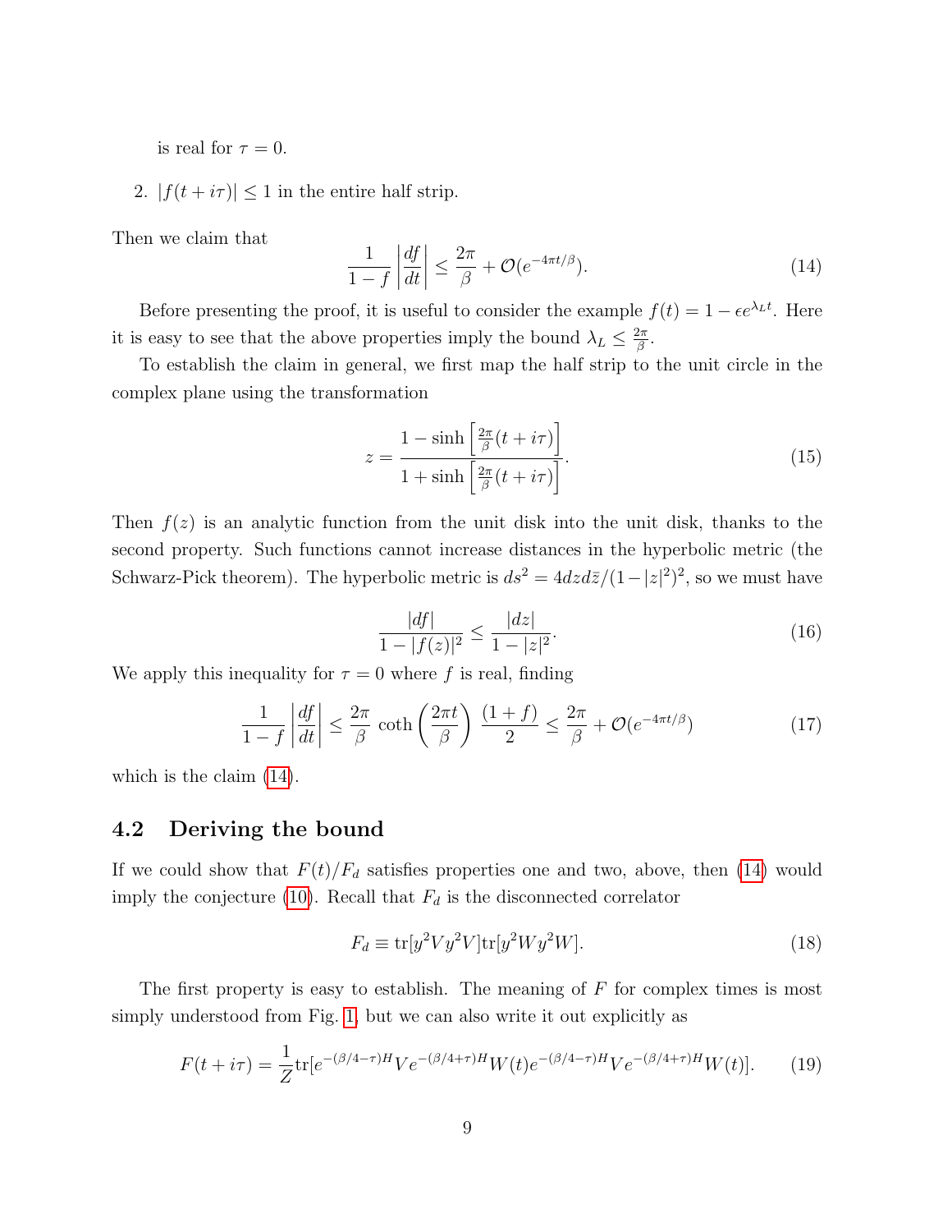is real for $\tau = 0$.

2. $|f(t + i\tau)| \leq 1$ in the entire half strip.

Then we claim that

$$\frac{1}{1-f}\left|\frac{df}{dt}\right| \leq \frac{2\pi}{\beta} + \mathcal{O}(e^{-4\pi t/\beta}). \tag{14}$$

Before presenting the proof, it is useful to consider the example $f(t) = 1 - \epsilon e^{\lambda_L t}$. Here it is easy to see that the above properties imply the bound $\lambda_L \leq \frac{2\pi}{\beta}$.

To establish the claim in general, we first map the half strip to the unit circle in the complex plane using the transformation

$$z = \frac{1 - \sinh\left[\frac{2\pi}{\beta}(t + i\tau)\right]}{1 + \sinh\left[\frac{2\pi}{\beta}(t + i\tau)\right]}. \tag{15}$$

Then $f(z)$ is an analytic function from the unit disk into the unit disk, thanks to the second property. Such functions cannot increase distances in the hyperbolic metric (the Schwarz-Pick theorem). The hyperbolic metric is $ds^2 = 4dzd\bar{z}/(1-|z|^2)^2$, so we must have

$$\frac{|df|}{1-|f(z)|^2} \leq \frac{|dz|}{1-|z|^2}. \tag{16}$$

We apply this inequality for $\tau = 0$ where $f$ is real, finding

$$\frac{1}{1-f}\left|\frac{df}{dt}\right| \leq \frac{2\pi}{\beta}\coth\left(\frac{2\pi t}{\beta}\right)\frac{(1+f)}{2} \leq \frac{2\pi}{\beta} + \mathcal{O}(e^{-4\pi t/\beta}) \tag{17}$$

which is the claim (14).

## 4.2 Deriving the bound

If we could show that $F(t)/F_d$ satisfies properties one and two, above, then (14) would imply the conjecture (10). Recall that $F_d$ is the disconnected correlator

$$F_d \equiv \mathrm{tr}[y^2 V y^2 V]\mathrm{tr}[y^2 W y^2 W]. \tag{18}$$

The first property is easy to establish. The meaning of $F$ for complex times is most simply understood from Fig. 1, but we can also write it out explicitly as

$$F(t + i\tau) = \frac{1}{Z}\mathrm{tr}[e^{-(\beta/4-\tau)H} V e^{-(\beta/4+\tau)H} W(t) e^{-(\beta/4-\tau)H} V e^{-(\beta/4+\tau)H} W(t)]. \tag{19}$$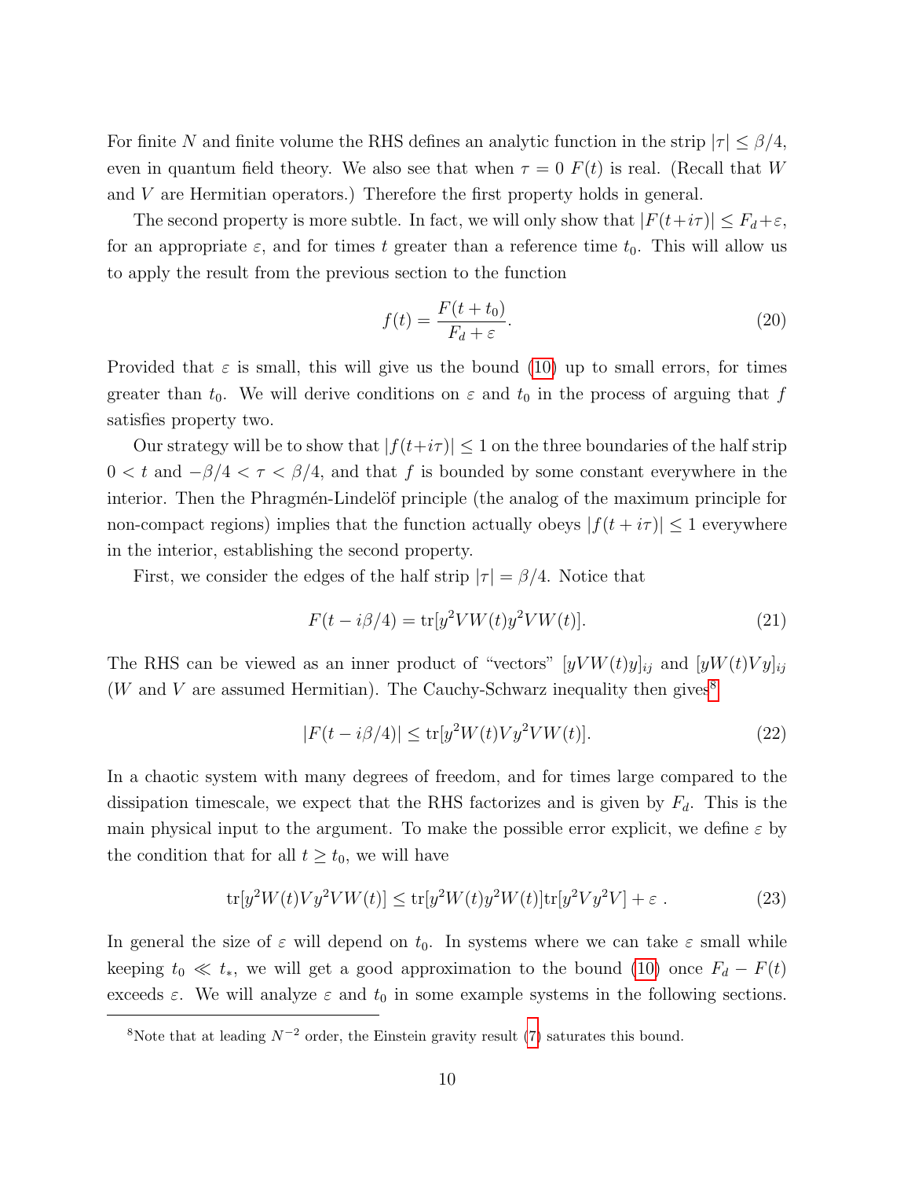For finite $N$ and finite volume the RHS defines an analytic function in the strip $|\tau| \leq \beta/4$, even in quantum field theory. We also see that when $\tau = 0$ $F(t)$ is real. (Recall that $W$ and $V$ are Hermitian operators.) Therefore the first property holds in general.

The second property is more subtle. In fact, we will only show that $|F(t+i\tau)| \leq F_d + \varepsilon$, for an appropriate $\varepsilon$, and for times $t$ greater than a reference time $t_0$. This will allow us to apply the result from the previous section to the function

$$f(t) = \frac{F(t+t_0)}{F_d + \varepsilon}. \tag{20}$$

Provided that $\varepsilon$ is small, this will give us the bound (10) up to small errors, for times greater than $t_0$. We will derive conditions on $\varepsilon$ and $t_0$ in the process of arguing that $f$ satisfies property two.

Our strategy will be to show that $|f(t+i\tau)| \leq 1$ on the three boundaries of the half strip $0 < t$ and $-\beta/4 < \tau < \beta/4$, and that $f$ is bounded by some constant everywhere in the interior. Then the Phragmén-Lindelöf principle (the analog of the maximum principle for non-compact regions) implies that the function actually obeys $|f(t+i\tau)| \leq 1$ everywhere in the interior, establishing the second property.

First, we consider the edges of the half strip $|\tau| = \beta/4$. Notice that

$$F(t - i\beta/4) = \mathrm{tr}[y^2 V W(t) y^2 V W(t)]. \tag{21}$$

The RHS can be viewed as an inner product of "vectors" $[yVW(t)y]_{ij}$ and $[yW(t)Vy]_{ij}$ ($W$ and $V$ are assumed Hermitian). The Cauchy-Schwarz inequality then gives[8]

$$|F(t - i\beta/4)| \leq \mathrm{tr}[y^2 W(t) V y^2 V W(t)]. \tag{22}$$

In a chaotic system with many degrees of freedom, and for times large compared to the dissipation timescale, we expect that the RHS factorizes and is given by $F_d$. This is the main physical input to the argument. To make the possible error explicit, we define $\varepsilon$ by the condition that for all $t \geq t_0$, we will have

$$\mathrm{tr}[y^2 W(t) V y^2 V W(t)] \leq \mathrm{tr}[y^2 W(t) y^2 W(t)] \mathrm{tr}[y^2 V y^2 V] + \varepsilon\ . \tag{23}$$

In general the size of $\varepsilon$ will depend on $t_0$. In systems where we can take $\varepsilon$ small while keeping $t_0 \ll t_*$, we will get a good approximation to the bound (10) once $F_d - F(t)$ exceeds $\varepsilon$. We will analyze $\varepsilon$ and $t_0$ in some example systems in the following sections.

[8] Note that at leading $N^{-2}$ order, the Einstein gravity result (7) saturates this bound.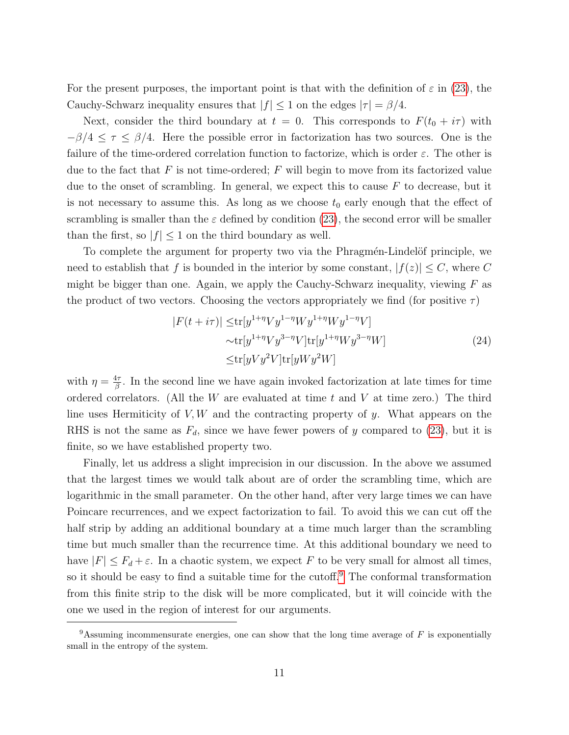For the present purposes, the important point is that with the definition of $\varepsilon$ in (23), the Cauchy-Schwarz inequality ensures that $|f| \leq 1$ on the edges $|\tau| = \beta/4$.

Next, consider the third boundary at $t = 0$. This corresponds to $F(t_0 + i\tau)$ with $-\beta/4 \leq \tau \leq \beta/4$. Here the possible error in factorization has two sources. One is the failure of the time-ordered correlation function to factorize, which is order $\varepsilon$. The other is due to the fact that $F$ is not time-ordered; $F$ will begin to move from its factorized value due to the onset of scrambling. In general, we expect this to cause $F$ to decrease, but it is not necessary to assume this. As long as we choose $t_0$ early enough that the effect of scrambling is smaller than the $\varepsilon$ defined by condition (23), the second error will be smaller than the first, so $|f| \leq 1$ on the third boundary as well.

To complete the argument for property two via the Phragmén-Lindelöf principle, we need to establish that $f$ is bounded in the interior by some constant, $|f(z)| \leq C$, where $C$ might be bigger than one. Again, we apply the Cauchy-Schwarz inequality, viewing $F$ as the product of two vectors. Choosing the vectors appropriately we find (for positive $\tau$)

$$
\begin{aligned}
|F(t+i\tau)| &\leq \mathrm{tr}[y^{1+\eta}Vy^{1-\eta}Wy^{1+\eta}Wy^{1-\eta}V] \\
&\sim \mathrm{tr}[y^{1+\eta}Vy^{3-\eta}V]\mathrm{tr}[y^{1+\eta}Wy^{3-\eta}W] \\
&\leq \mathrm{tr}[yVy^2V]\mathrm{tr}[yWy^2W]
\end{aligned}
\tag{24}
$$

with $\eta = \frac{4\tau}{\beta}$. In the second line we have again invoked factorization at late times for time ordered correlators. (All the $W$ are evaluated at time $t$ and $V$ at time zero.) The third line uses Hermiticity of $V, W$ and the contracting property of $y$. What appears on the RHS is not the same as $F_d$, since we have fewer powers of $y$ compared to (23), but it is finite, so we have established property two.

Finally, let us address a slight imprecision in our discussion. In the above we assumed that the largest times we would talk about are of order the scrambling time, which are logarithmic in the small parameter. On the other hand, after very large times we can have Poincare recurrences, and we expect factorization to fail. To avoid this we can cut off the half strip by adding an additional boundary at a time much larger than the scrambling time but much smaller than the recurrence time. At this additional boundary we need to have $|F| \leq F_d + \varepsilon$. In a chaotic system, we expect $F$ to be very small for almost all times, so it should be easy to find a suitable time for the cutoff.[9] The conformal transformation from this finite strip to the disk will be more complicated, but it will coincide with the one we used in the region of interest for our arguments.

[9]Assuming incommensurate energies, one can show that the long time average of $F$ is exponentially small in the entropy of the system.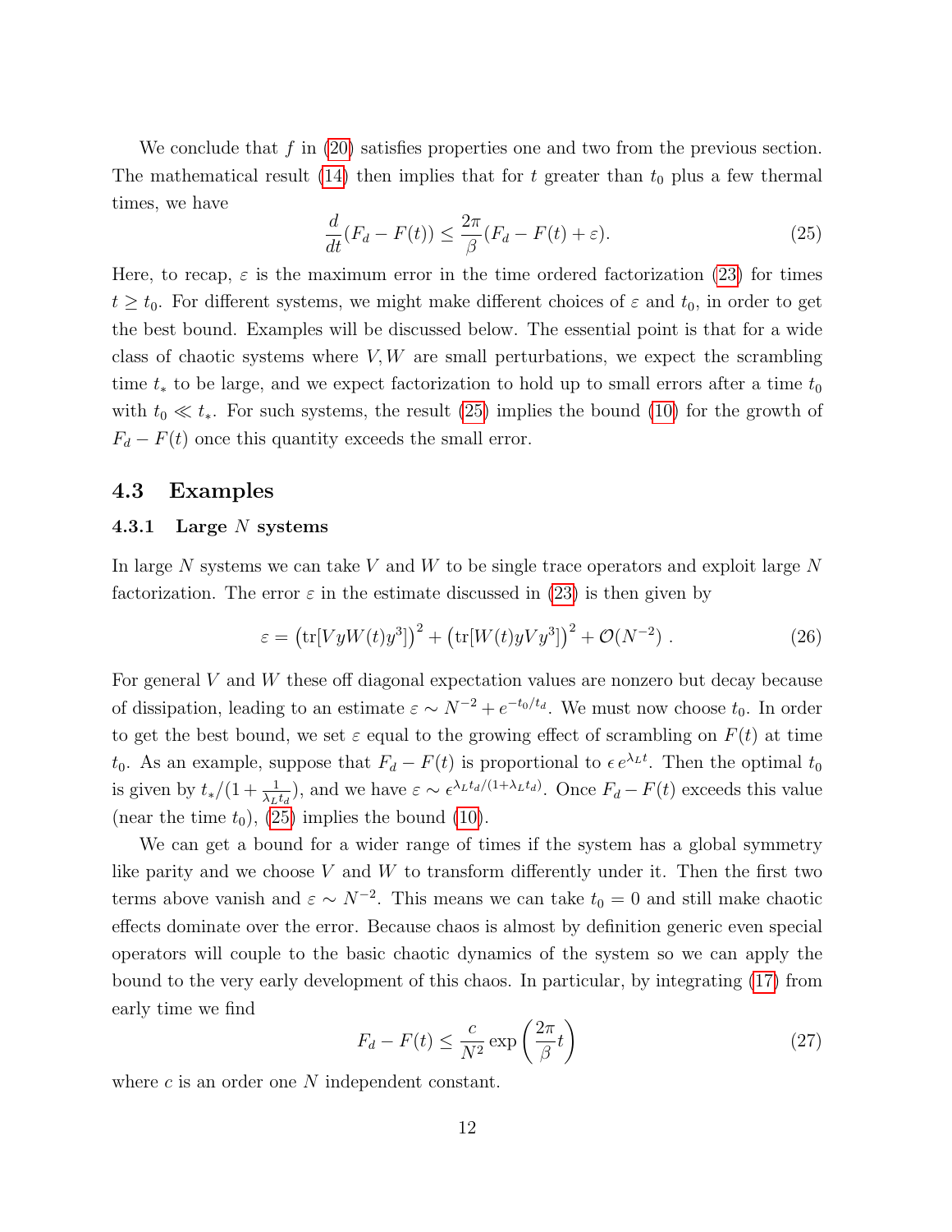We conclude that $f$ in (20) satisfies properties one and two from the previous section. The mathematical result (14) then implies that for $t$ greater than $t_0$ plus a few thermal times, we have

$$\frac{d}{dt}(F_d - F(t)) \leq \frac{2\pi}{\beta}(F_d - F(t) + \varepsilon). \tag{25}$$

Here, to recap, $\varepsilon$ is the maximum error in the time ordered factorization (23) for times $t \geq t_0$. For different systems, we might make different choices of $\varepsilon$ and $t_0$, in order to get the best bound. Examples will be discussed below. The essential point is that for a wide class of chaotic systems where $V, W$ are small perturbations, we expect the scrambling time $t_*$ to be large, and we expect factorization to hold up to small errors after a time $t_0$ with $t_0 \ll t_*$. For such systems, the result (25) implies the bound (10) for the growth of $F_d - F(t)$ once this quantity exceeds the small error.

### 4.3 Examples

#### 4.3.1 Large $N$ systems

In large $N$ systems we can take $V$ and $W$ to be single trace operators and exploit large $N$ factorization. The error $\varepsilon$ in the estimate discussed in (23) is then given by

$$\varepsilon = \left(\mathrm{tr}[VyW(t)y^3]\right)^2 + \left(\mathrm{tr}[W(t)yVy^3]\right)^2 + \mathcal{O}(N^{-2}) \,. \tag{26}$$

For general $V$ and $W$ these off diagonal expectation values are nonzero but decay because of dissipation, leading to an estimate $\varepsilon \sim N^{-2} + e^{-t_0/t_d}$. We must now choose $t_0$. In order to get the best bound, we set $\varepsilon$ equal to the growing effect of scrambling on $F(t)$ at time $t_0$. As an example, suppose that $F_d - F(t)$ is proportional to $\epsilon\, e^{\lambda_L t}$. Then the optimal $t_0$ is given by $t_*/(1 + \frac{1}{\lambda_L t_d})$, and we have $\varepsilon \sim \epsilon^{\lambda_L t_d/(1+\lambda_L t_d)}$. Once $F_d - F(t)$ exceeds this value (near the time $t_0$), (25) implies the bound (10).

We can get a bound for a wider range of times if the system has a global symmetry like parity and we choose $V$ and $W$ to transform differently under it. Then the first two terms above vanish and $\varepsilon \sim N^{-2}$. This means we can take $t_0 = 0$ and still make chaotic effects dominate over the error. Because chaos is almost by definition generic even special operators will couple to the basic chaotic dynamics of the system so we can apply the bound to the very early development of this chaos. In particular, by integrating (17) from early time we find

$$F_d - F(t) \leq \frac{c}{N^2} \exp\left(\frac{2\pi}{\beta} t\right) \tag{27}$$

where $c$ is an order one $N$ independent constant.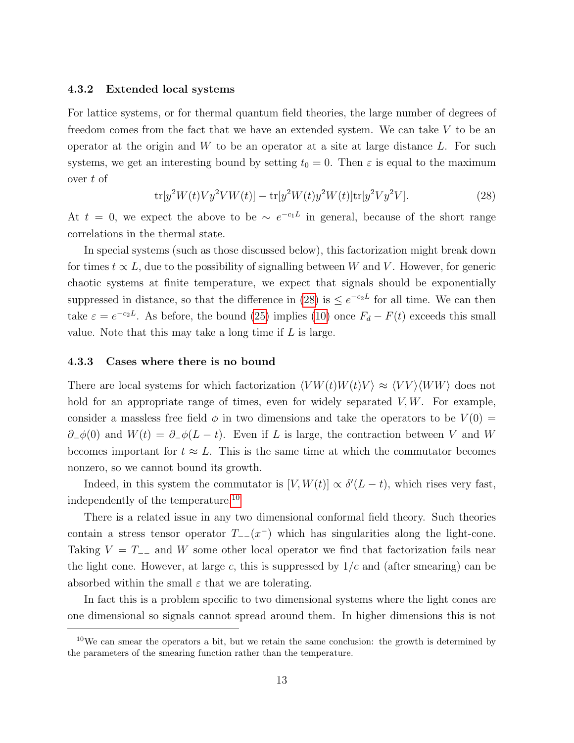### 4.3.2 Extended local systems

For lattice systems, or for thermal quantum field theories, the large number of degrees of freedom comes from the fact that we have an extended system. We can take $V$ to be an operator at the origin and $W$ to be an operator at a site at large distance $L$. For such systems, we get an interesting bound by setting $t_0 = 0$. Then $\varepsilon$ is equal to the maximum over $t$ of

$$\mathrm{tr}[y^2 W(t) V y^2 V W(t)] - \mathrm{tr}[y^2 W(t) y^2 W(t)]\mathrm{tr}[y^2 V y^2 V]. \tag{28}$$

At $t = 0$, we expect the above to be $\sim e^{-c_1 L}$ in general, because of the short range correlations in the thermal state.

In special systems (such as those discussed below), this factorization might break down for times $t \propto L$, due to the possibility of signalling between $W$ and $V$. However, for generic chaotic systems at finite temperature, we expect that signals should be exponentially suppressed in distance, so that the difference in (28) is $\leq e^{-c_2 L}$ for all time. We can then take $\varepsilon = e^{-c_2 L}$. As before, the bound (25) implies (10) once $F_d - F(t)$ exceeds this small value. Note that this may take a long time if $L$ is large.

### 4.3.3 Cases where there is no bound

There are local systems for which factorization $\langle V W(t) W(t) V \rangle \approx \langle VV \rangle \langle WW \rangle$ does not hold for an appropriate range of times, even for widely separated $V, W$. For example, consider a massless free field $\phi$ in two dimensions and take the operators to be $V(0) = \partial_- \phi(0)$ and $W(t) = \partial_- \phi(L - t)$. Even if $L$ is large, the contraction between $V$ and $W$ becomes important for $t \approx L$. This is the same time at which the commutator becomes nonzero, so we cannot bound its growth.

Indeed, in this system the commutator is $[V, W(t)] \propto \delta'(L - t)$, which rises very fast, independently of the temperature.[10]

There is a related issue in any two dimensional conformal field theory. Such theories contain a stress tensor operator $T_{--}(x^-)$ which has singularities along the light-cone. Taking $V = T_{--}$ and $W$ some other local operator we find that factorization fails near the light cone. However, at large $c$, this is suppressed by $1/c$ and (after smearing) can be absorbed within the small $\varepsilon$ that we are tolerating.

In fact this is a problem specific to two dimensional systems where the light cones are one dimensional so signals cannot spread around them. In higher dimensions this is not

[10] We can smear the operators a bit, but we retain the same conclusion: the growth is determined by the parameters of the smearing function rather than the temperature.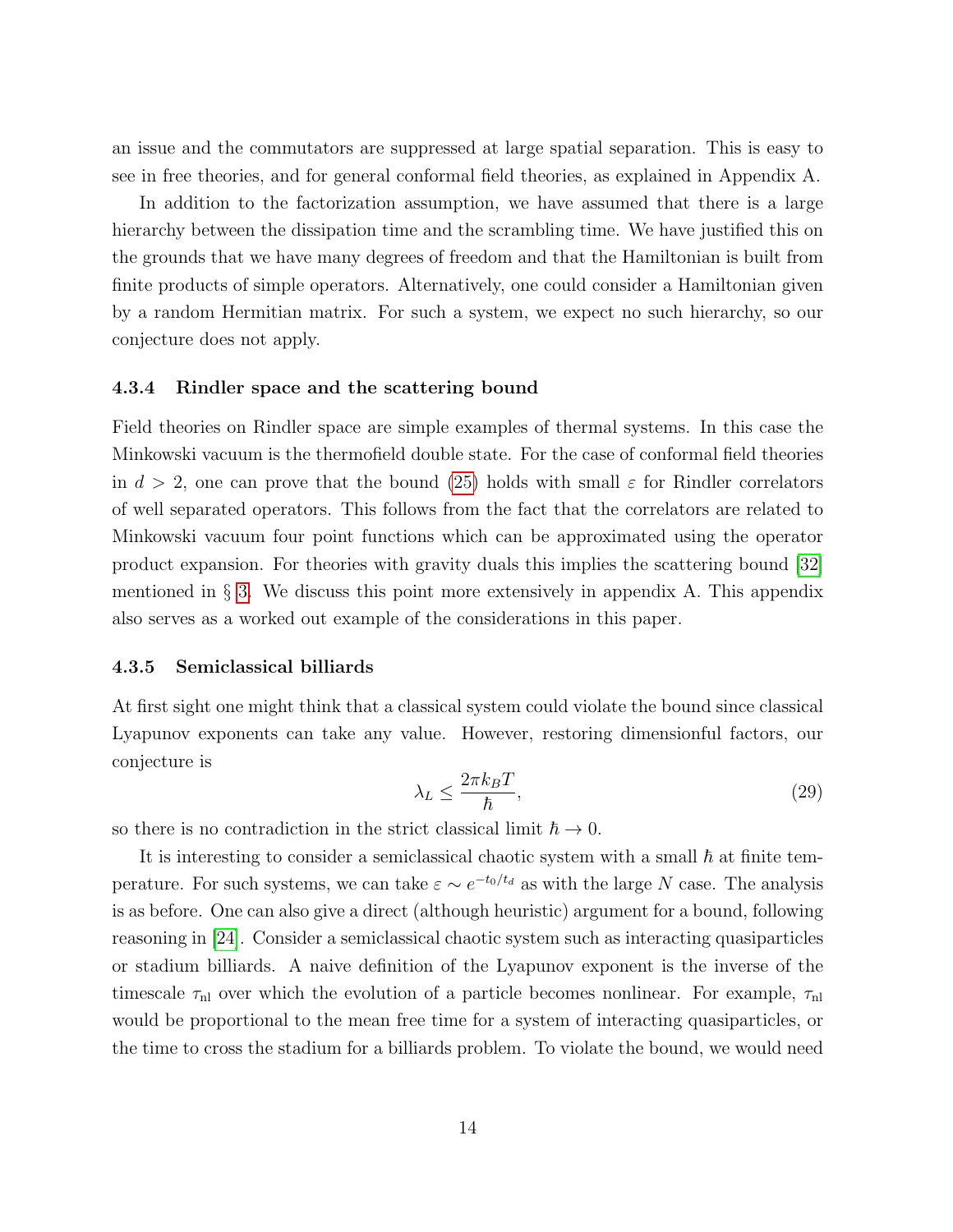an issue and the commutators are suppressed at large spatial separation. This is easy to see in free theories, and for general conformal field theories, as explained in Appendix A.

In addition to the factorization assumption, we have assumed that there is a large hierarchy between the dissipation time and the scrambling time. We have justified this on the grounds that we have many degrees of freedom and that the Hamiltonian is built from finite products of simple operators. Alternatively, one could consider a Hamiltonian given by a random Hermitian matrix. For such a system, we expect no such hierarchy, so our conjecture does not apply.

#### 4.3.4 Rindler space and the scattering bound

Field theories on Rindler space are simple examples of thermal systems. In this case the Minkowski vacuum is the thermofield double state. For the case of conformal field theories in $d > 2$, one can prove that the bound (25) holds with small $\varepsilon$ for Rindler correlators of well separated operators. This follows from the fact that the correlators are related to Minkowski vacuum four point functions which can be approximated using the operator product expansion. For theories with gravity duals this implies the scattering bound [32] mentioned in § 3. We discuss this point more extensively in appendix A. This appendix also serves as a worked out example of the considerations in this paper.

#### 4.3.5 Semiclassical billiards

At first sight one might think that a classical system could violate the bound since classical Lyapunov exponents can take any value. However, restoring dimensionful factors, our conjecture is

$$\lambda_L \leq \frac{2\pi k_B T}{\hbar}, \tag{29}$$

so there is no contradiction in the strict classical limit $\hbar \to 0$.

It is interesting to consider a semiclassical chaotic system with a small $\hbar$ at finite temperature. For such systems, we can take $\varepsilon \sim e^{-t_0/t_d}$ as with the large $N$ case. The analysis is as before. One can also give a direct (although heuristic) argument for a bound, following reasoning in [24]. Consider a semiclassical chaotic system such as interacting quasiparticles or stadium billiards. A naive definition of the Lyapunov exponent is the inverse of the timescale $\tau_{\text{nl}}$ over which the evolution of a particle becomes nonlinear. For example, $\tau_{\text{nl}}$ would be proportional to the mean free time for a system of interacting quasiparticles, or the time to cross the stadium for a billiards problem. To violate the bound, we would need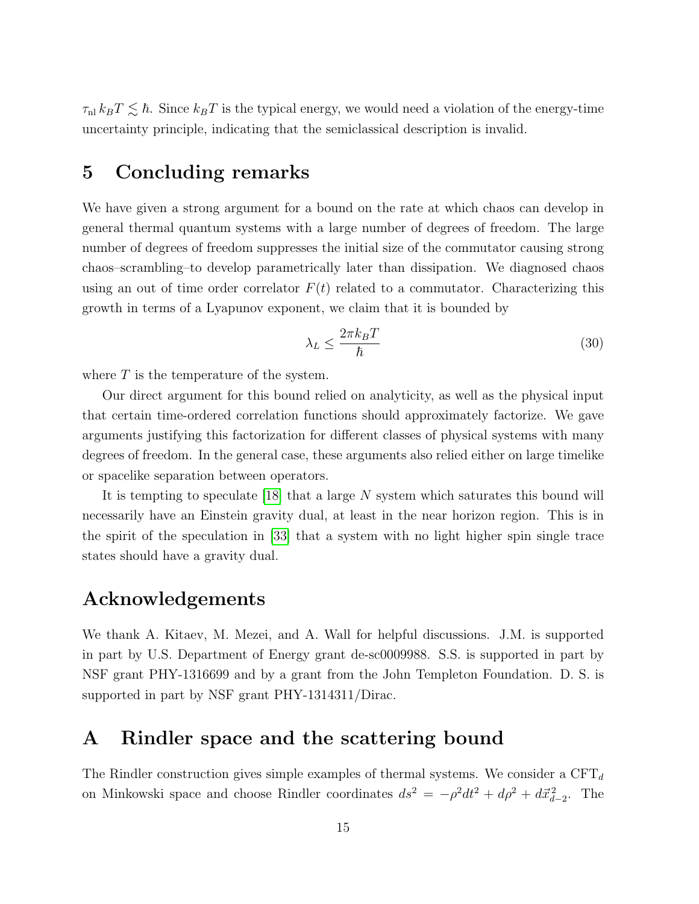$\tau_{\rm nl}\, k_B T \lesssim \hbar$. Since $k_B T$ is the typical energy, we would need a violation of the energy-time uncertainty principle, indicating that the semiclassical description is invalid.

# 5 Concluding remarks

We have given a strong argument for a bound on the rate at which chaos can develop in general thermal quantum systems with a large number of degrees of freedom. The large number of degrees of freedom suppresses the initial size of the commutator causing strong chaos–scrambling–to develop parametrically later than dissipation. We diagnosed chaos using an out of time order correlator $F(t)$ related to a commutator. Characterizing this growth in terms of a Lyapunov exponent, we claim that it is bounded by

$$\lambda_L \le \frac{2\pi k_B T}{\hbar} \tag{30}$$

where $T$ is the temperature of the system.

Our direct argument for this bound relied on analyticity, as well as the physical input that certain time-ordered correlation functions should approximately factorize. We gave arguments justifying this factorization for different classes of physical systems with many degrees of freedom. In the general case, these arguments also relied either on large timelike or spacelike separation between operators.

It is tempting to speculate [18] that a large $N$ system which saturates this bound will necessarily have an Einstein gravity dual, at least in the near horizon region. This is in the spirit of the speculation in [33] that a system with no light higher spin single trace states should have a gravity dual.

# Acknowledgements

We thank A. Kitaev, M. Mezei, and A. Wall for helpful discussions. J.M. is supported in part by U.S. Department of Energy grant de-sc0009988. S.S. is supported in part by NSF grant PHY-1316699 and by a grant from the John Templeton Foundation. D. S. is supported in part by NSF grant PHY-1314311/Dirac.

# A Rindler space and the scattering bound

The Rindler construction gives simple examples of thermal systems. We consider a $\text{CFT}_d$ on Minkowski space and choose Rindler coordinates $ds^2 = -\rho^2 dt^2 + d\rho^2 + d\vec{x}_{d-2}^2$. The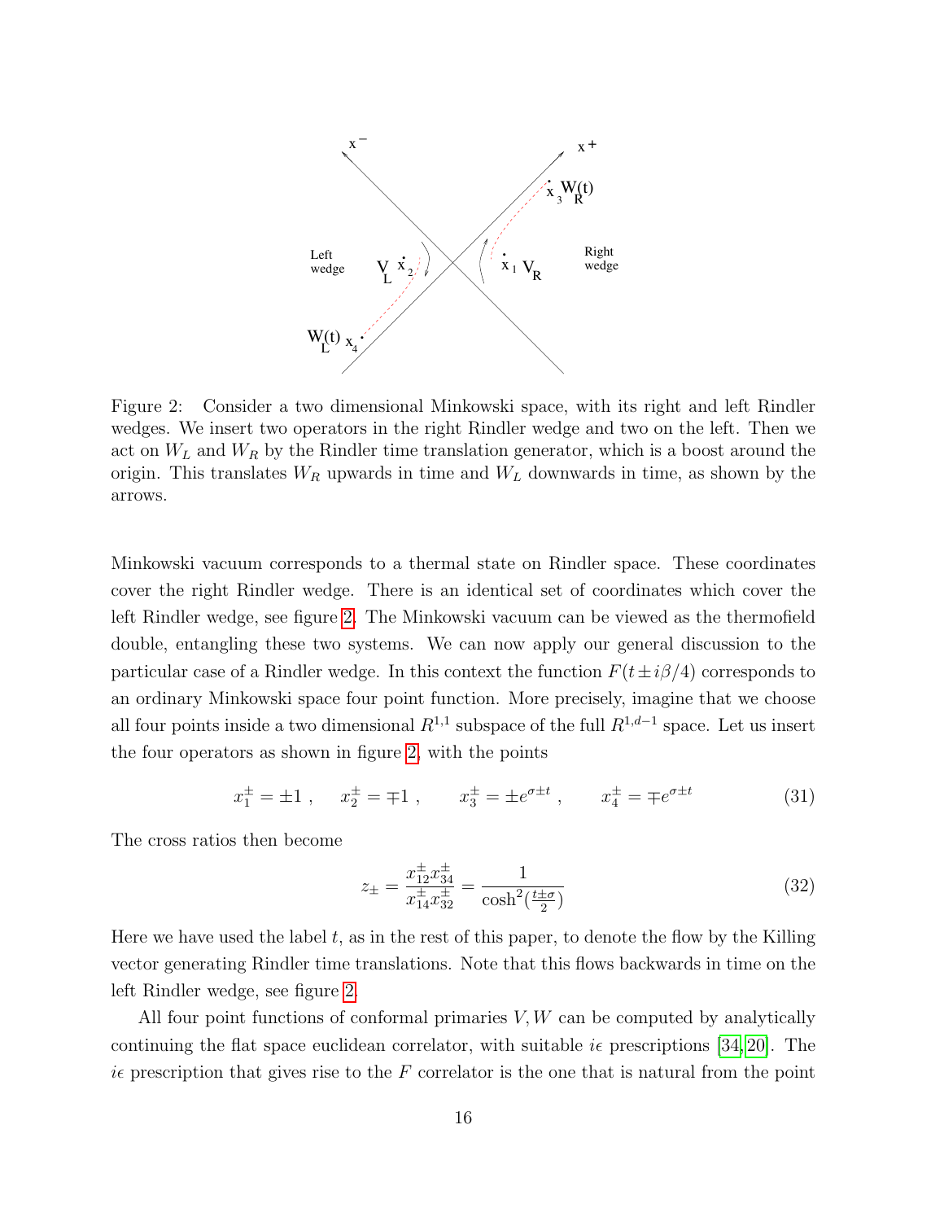Figure 2: Consider a two dimensional Minkowski space, with its right and left Rindler wedges. We insert two operators in the right Rindler wedge and two on the left. Then we act on $W_L$ and $W_R$ by the Rindler time translation generator, which is a boost around the origin. This translates $W_R$ upwards in time and $W_L$ downwards in time, as shown by the arrows.

Minkowski vacuum corresponds to a thermal state on Rindler space. These coordinates cover the right Rindler wedge. There is an identical set of coordinates which cover the left Rindler wedge, see figure 2. The Minkowski vacuum can be viewed as the thermofield double, entangling these two systems. We can now apply our general discussion to the particular case of a Rindler wedge. In this context the function $F(t \pm i\beta/4)$ corresponds to an ordinary Minkowski space four point function. More precisely, imagine that we choose all four points inside a two dimensional $R^{1,1}$ subspace of the full $R^{1,d-1}$ space. Let us insert the four operators as shown in figure 2, with the points

$$x_1^\pm = \pm 1 \ , \quad x_2^\pm = \mp 1 \ , \quad x_3^\pm = \pm e^{\sigma \pm t} \ , \quad x_4^\pm = \mp e^{\sigma \pm t} \tag{31}$$

The cross ratios then become

$$z_\pm = \frac{x_{12}^\pm x_{34}^\pm}{x_{14}^\pm x_{32}^\pm} = \frac{1}{\cosh^2(\frac{t \pm \sigma}{2})} \tag{32}$$

Here we have used the label $t$, as in the rest of this paper, to denote the flow by the Killing vector generating Rindler time translations. Note that this flows backwards in time on the left Rindler wedge, see figure 2.

All four point functions of conformal primaries $V, W$ can be computed by analytically continuing the flat space euclidean correlator, with suitable $i\epsilon$ prescriptions [34, 20]. The $i\epsilon$ prescription that gives rise to the $F$ correlator is the one that is natural from the point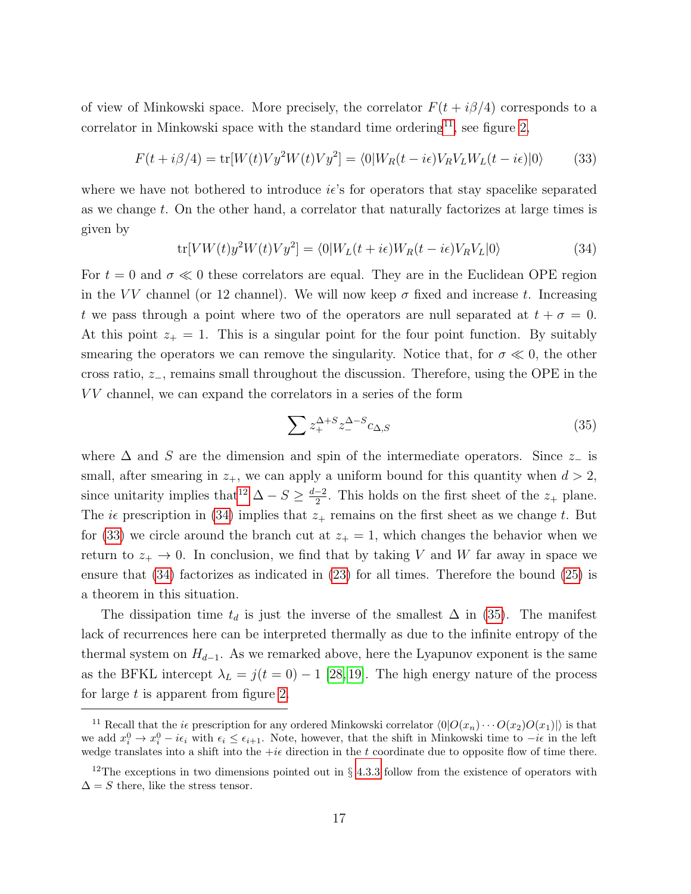of view of Minkowski space. More precisely, the correlator $F(t + i\beta/4)$ corresponds to a correlator in Minkowski space with the standard time ordering[11], see figure 2,

$$F(t + i\beta/4) = \mathrm{tr}[W(t)Vy^2W(t)Vy^2] = \langle 0|W_R(t - i\epsilon)V_RV_LW_L(t - i\epsilon)|0\rangle \tag{33}$$

where we have not bothered to introduce $i\epsilon$'s for operators that stay spacelike separated as we change $t$. On the other hand, a correlator that naturally factorizes at large times is given by

$$\mathrm{tr}[VW(t)y^2W(t)Vy^2] = \langle 0|W_L(t + i\epsilon)W_R(t - i\epsilon)V_RV_L|0\rangle \tag{34}$$

For $t = 0$ and $\sigma \ll 0$ these correlators are equal. They are in the Euclidean OPE region in the $VV$ channel (or 12 channel). We will now keep $\sigma$ fixed and increase $t$. Increasing $t$ we pass through a point where two of the operators are null separated at $t + \sigma = 0$. At this point $z_+ = 1$. This is a singular point for the four point function. By suitably smearing the operators we can remove the singularity. Notice that, for $\sigma \ll 0$, the other cross ratio, $z_-$, remains small throughout the discussion. Therefore, using the OPE in the $VV$ channel, we can expand the correlators in a series of the form

$$\sum z_+^{\Delta+S} z_-^{\Delta-S} c_{\Delta,S} \tag{35}$$

where $\Delta$ and $S$ are the dimension and spin of the intermediate operators. Since $z_-$ is small, after smearing in $z_+$, we can apply a uniform bound for this quantity when $d > 2$, since unitarity implies that[12] $\Delta - S \geq \frac{d-2}{2}$. This holds on the first sheet of the $z_+$ plane. The $i\epsilon$ prescription in (34) implies that $z_+$ remains on the first sheet as we change $t$. But for (33) we circle around the branch cut at $z_+ = 1$, which changes the behavior when we return to $z_+ \to 0$. In conclusion, we find that by taking $V$ and $W$ far away in space we ensure that (34) factorizes as indicated in (23) for all times. Therefore the bound (25) is a theorem in this situation.

The dissipation time $t_d$ is just the inverse of the smallest $\Delta$ in (35). The manifest lack of recurrences here can be interpreted thermally as due to the infinite entropy of the thermal system on $H_{d-1}$. As we remarked above, here the Lyapunov exponent is the same as the BFKL intercept $\lambda_L = j(t = 0) - 1$ [28, 19]. The high energy nature of the process for large $t$ is apparent from figure 2.

[11] Recall that the $i\epsilon$ prescription for any ordered Minkowski correlator $\langle 0|O(x_n) \cdots O(x_2)O(x_1)|\rangle$ is that we add $x_i^0 \to x_i^0 - i\epsilon_i$ with $\epsilon_i \leq \epsilon_{i+1}$. Note, however, that the shift in Minkowski time to $-i\epsilon$ in the left wedge translates into a shift into the $+i\epsilon$ direction in the $t$ coordinate due to opposite flow of time there.

[12] The exceptions in two dimensions pointed out in § 4.3.3 follow from the existence of operators with $\Delta = S$ there, like the stress tensor.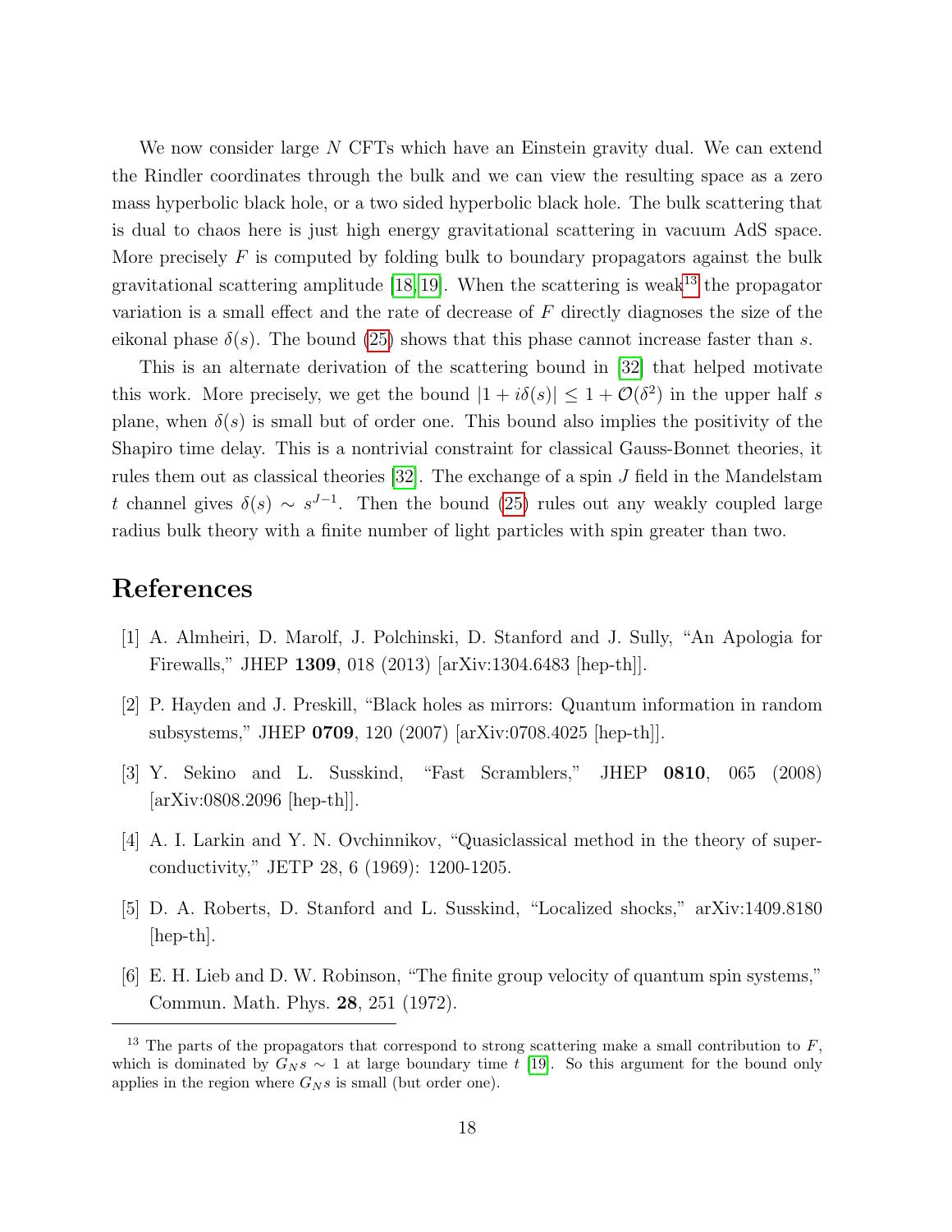We now consider large $N$ CFTs which have an Einstein gravity dual. We can extend the Rindler coordinates through the bulk and we can view the resulting space as a zero mass hyperbolic black hole, or a two sided hyperbolic black hole. The bulk scattering that is dual to chaos here is just high energy gravitational scattering in vacuum AdS space. More precisely $F$ is computed by folding bulk to boundary propagators against the bulk gravitational scattering amplitude [18, 19]. When the scattering is weak[13] the propagator variation is a small effect and the rate of decrease of $F$ directly diagnoses the size of the eikonal phase $\delta(s)$. The bound (25) shows that this phase cannot increase faster than $s$.

This is an alternate derivation of the scattering bound in [32] that helped motivate this work. More precisely, we get the bound $|1 + i\delta(s)| \leq 1 + \mathcal{O}(\delta^2)$ in the upper half $s$ plane, when $\delta(s)$ is small but of order one. This bound also implies the positivity of the Shapiro time delay. This is a nontrivial constraint for classical Gauss-Bonnet theories, it rules them out as classical theories [32]. The exchange of a spin $J$ field in the Mandelstam $t$ channel gives $\delta(s) \sim s^{J-1}$. Then the bound (25) rules out any weakly coupled large radius bulk theory with a finite number of light particles with spin greater than two.

# References

[1] A. Almheiri, D. Marolf, J. Polchinski, D. Stanford and J. Sully, "An Apologia for Firewalls," JHEP **1309**, 018 (2013) [arXiv:1304.6483 [hep-th]].

[2] P. Hayden and J. Preskill, "Black holes as mirrors: Quantum information in random subsystems," JHEP **0709**, 120 (2007) [arXiv:0708.4025 [hep-th]].

[3] Y. Sekino and L. Susskind, "Fast Scramblers," JHEP **0810**, 065 (2008) [arXiv:0808.2096 [hep-th]].

[4] A. I. Larkin and Y. N. Ovchinnikov, "Quasiclassical method in the theory of superconductivity," JETP 28, 6 (1969): 1200-1205.

[5] D. A. Roberts, D. Stanford and L. Susskind, "Localized shocks," arXiv:1409.8180 [hep-th].

[6] E. H. Lieb and D. W. Robinson, "The finite group velocity of quantum spin systems," Commun. Math. Phys. **28**, 251 (1972).

---

[13] The parts of the propagators that correspond to strong scattering make a small contribution to $F$, which is dominated by $G_N s \sim 1$ at large boundary time $t$ [19]. So this argument for the bound only applies in the region where $G_N s$ is small (but order one).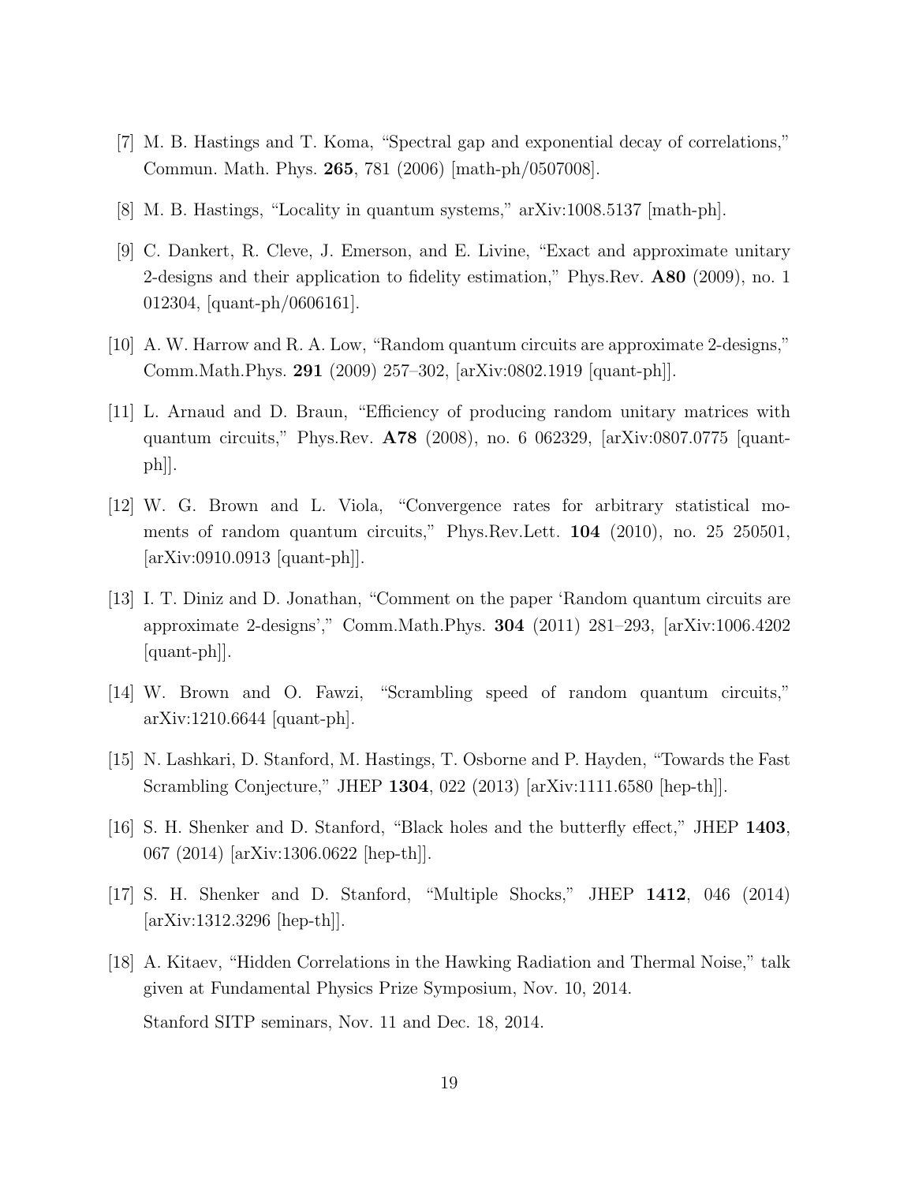[7] M. B. Hastings and T. Koma, "Spectral gap and exponential decay of correlations," Commun. Math. Phys. **265**, 781 (2006) [math-ph/0507008].

[8] M. B. Hastings, "Locality in quantum systems," arXiv:1008.5137 [math-ph].

[9] C. Dankert, R. Cleve, J. Emerson, and E. Livine, "Exact and approximate unitary 2-designs and their application to fidelity estimation," Phys.Rev. **A80** (2009), no. 1 012304, [quant-ph/0606161].

[10] A. W. Harrow and R. A. Low, "Random quantum circuits are approximate 2-designs," Comm.Math.Phys. **291** (2009) 257–302, [arXiv:0802.1919 [quant-ph]].

[11] L. Arnaud and D. Braun, "Efficiency of producing random unitary matrices with quantum circuits," Phys.Rev. **A78** (2008), no. 6 062329, [arXiv:0807.0775 [quant-ph]].

[12] W. G. Brown and L. Viola, "Convergence rates for arbitrary statistical moments of random quantum circuits," Phys.Rev.Lett. **104** (2010), no. 25 250501, [arXiv:0910.0913 [quant-ph]].

[13] I. T. Diniz and D. Jonathan, "Comment on the paper 'Random quantum circuits are approximate 2-designs'," Comm.Math.Phys. **304** (2011) 281–293, [arXiv:1006.4202 [quant-ph]].

[14] W. Brown and O. Fawzi, "Scrambling speed of random quantum circuits," arXiv:1210.6644 [quant-ph].

[15] N. Lashkari, D. Stanford, M. Hastings, T. Osborne and P. Hayden, "Towards the Fast Scrambling Conjecture," JHEP **1304**, 022 (2013) [arXiv:1111.6580 [hep-th]].

[16] S. H. Shenker and D. Stanford, "Black holes and the butterfly effect," JHEP **1403**, 067 (2014) [arXiv:1306.0622 [hep-th]].

[17] S. H. Shenker and D. Stanford, "Multiple Shocks," JHEP **1412**, 046 (2014) [arXiv:1312.3296 [hep-th]].

[18] A. Kitaev, "Hidden Correlations in the Hawking Radiation and Thermal Noise," talk given at Fundamental Physics Prize Symposium, Nov. 10, 2014.

Stanford SITP seminars, Nov. 11 and Dec. 18, 2014.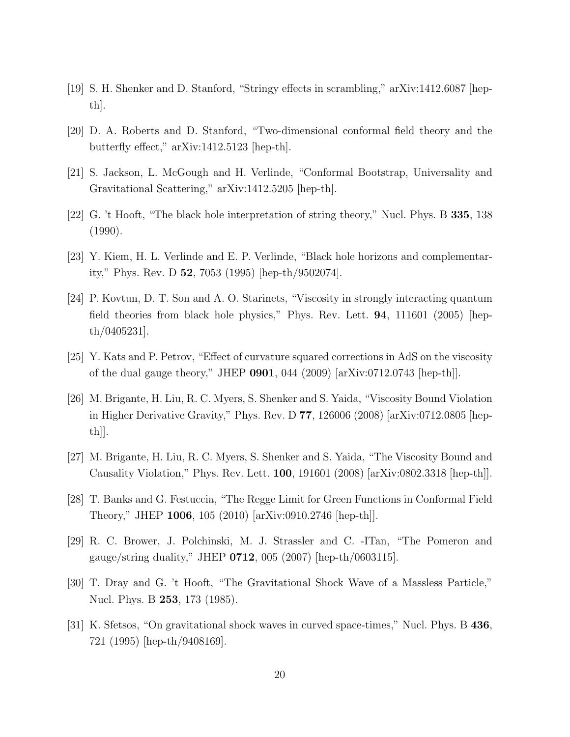[19] S. H. Shenker and D. Stanford, "Stringy effects in scrambling," arXiv:1412.6087 [hep-th].

[20] D. A. Roberts and D. Stanford, "Two-dimensional conformal field theory and the butterfly effect," arXiv:1412.5123 [hep-th].

[21] S. Jackson, L. McGough and H. Verlinde, "Conformal Bootstrap, Universality and Gravitational Scattering," arXiv:1412.5205 [hep-th].

[22] G. 't Hooft, "The black hole interpretation of string theory," Nucl. Phys. B **335**, 138 (1990).

[23] Y. Kiem, H. L. Verlinde and E. P. Verlinde, "Black hole horizons and complementarity," Phys. Rev. D **52**, 7053 (1995) [hep-th/9502074].

[24] P. Kovtun, D. T. Son and A. O. Starinets, "Viscosity in strongly interacting quantum field theories from black hole physics," Phys. Rev. Lett. **94**, 111601 (2005) [hep-th/0405231].

[25] Y. Kats and P. Petrov, "Effect of curvature squared corrections in AdS on the viscosity of the dual gauge theory," JHEP **0901**, 044 (2009) [arXiv:0712.0743 [hep-th]].

[26] M. Brigante, H. Liu, R. C. Myers, S. Shenker and S. Yaida, "Viscosity Bound Violation in Higher Derivative Gravity," Phys. Rev. D **77**, 126006 (2008) [arXiv:0712.0805 [hep-th]].

[27] M. Brigante, H. Liu, R. C. Myers, S. Shenker and S. Yaida, "The Viscosity Bound and Causality Violation," Phys. Rev. Lett. **100**, 191601 (2008) [arXiv:0802.3318 [hep-th]].

[28] T. Banks and G. Festuccia, "The Regge Limit for Green Functions in Conformal Field Theory," JHEP **1006**, 105 (2010) [arXiv:0910.2746 [hep-th]].

[29] R. C. Brower, J. Polchinski, M. J. Strassler and C. -ITan, "The Pomeron and gauge/string duality," JHEP **0712**, 005 (2007) [hep-th/0603115].

[30] T. Dray and G. 't Hooft, "The Gravitational Shock Wave of a Massless Particle," Nucl. Phys. B **253**, 173 (1985).

[31] K. Sfetsos, "On gravitational shock waves in curved space-times," Nucl. Phys. B **436**, 721 (1995) [hep-th/9408169].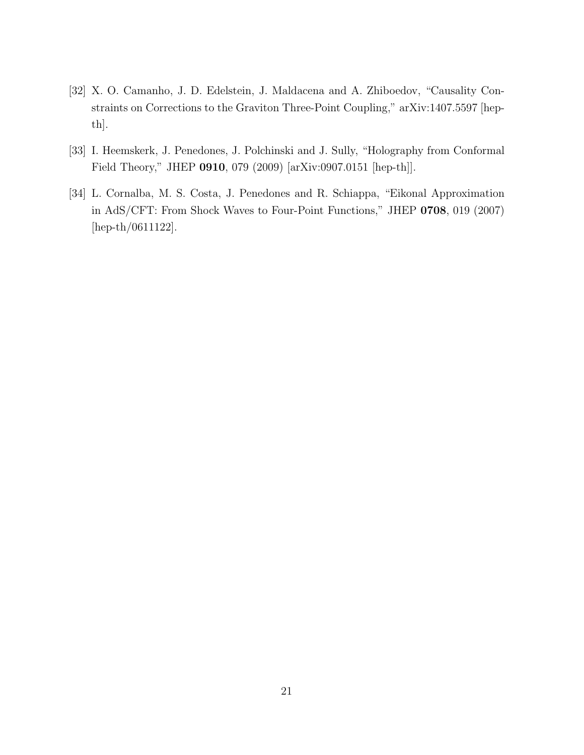[32] X. O. Camanho, J. D. Edelstein, J. Maldacena and A. Zhiboedov, "Causality Constraints on Corrections to the Graviton Three-Point Coupling," arXiv:1407.5597 [hep-th].

[33] I. Heemskerk, J. Penedones, J. Polchinski and J. Sully, "Holography from Conformal Field Theory," JHEP **0910**, 079 (2009) [arXiv:0907.0151 [hep-th]].

[34] L. Cornalba, M. S. Costa, J. Penedones and R. Schiappa, "Eikonal Approximation in AdS/CFT: From Shock Waves to Four-Point Functions," JHEP **0708**, 019 (2007) [hep-th/0611122].